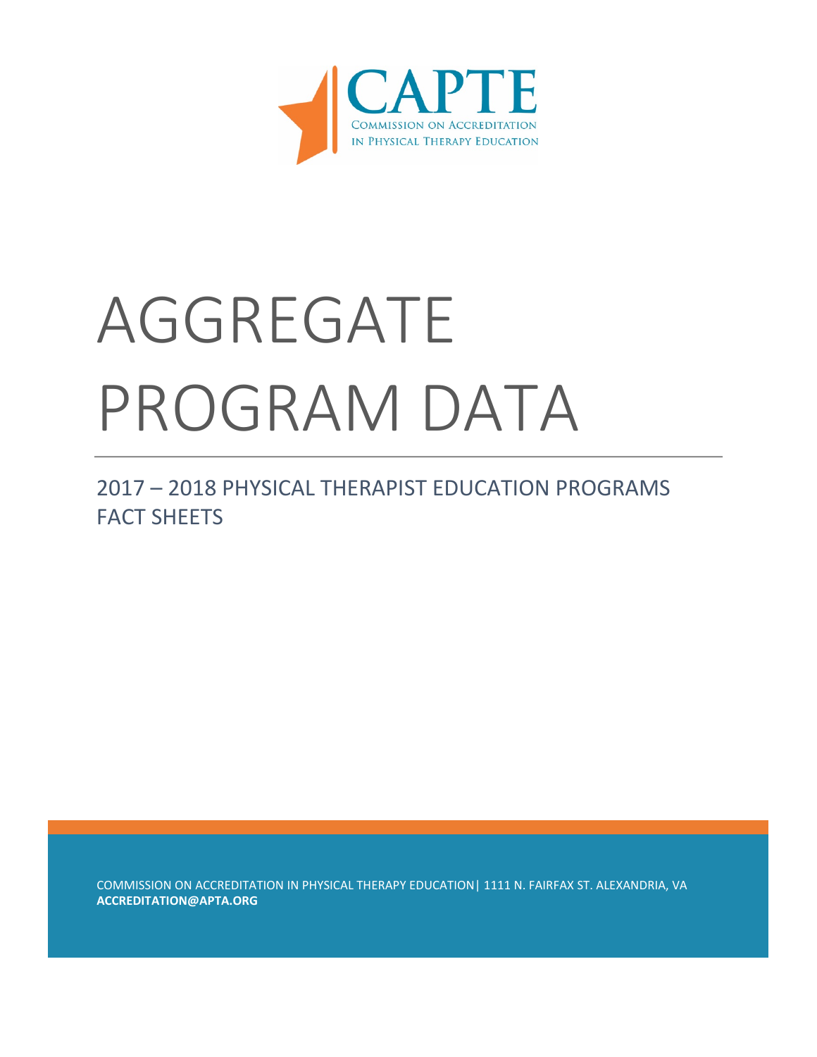CAPTE

COMMISSION ON ACCREDITATION IN PHYSICAL THERAPY EDUCATION

# AGGREGATE PROGRAM DATA

## 2017 – 2018 PHYSICAL THERAPIST EDUCATION PROGRAMS FACT SHEETS

COMMISSION ON ACCREDITATION IN PHYSICAL THERAPY EDUCATION| 1111 N. FAIRFAX ST. ALEXANDRIA, VA
**ACCREDITATION@APTA.ORG**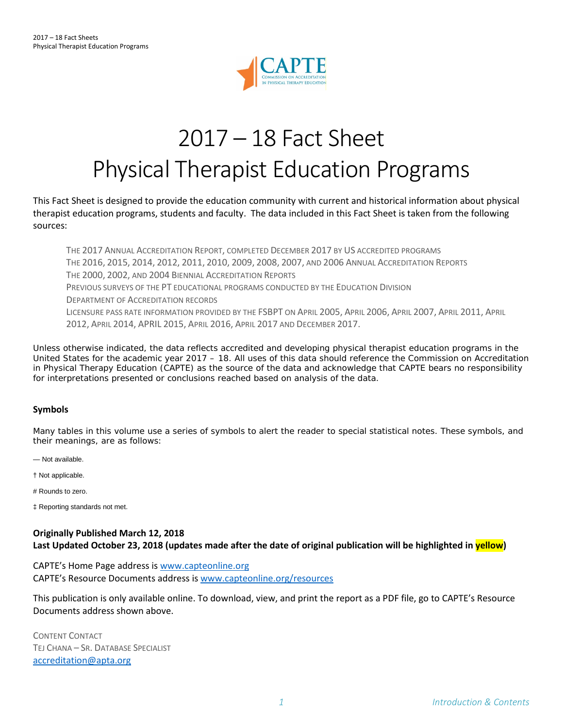# 2017 – 18 Fact Sheet
# Physical Therapist Education Programs

This Fact Sheet is designed to provide the education community with current and historical information about physical therapist education programs, students and faculty. The data included in this Fact Sheet is taken from the following sources:

> THE 2017 ANNUAL ACCREDITATION REPORT, COMPLETED DECEMBER 2017 BY US ACCREDITED PROGRAMS
> THE 2016, 2015, 2014, 2012, 2011, 2010, 2009, 2008, 2007, AND 2006 ANNUAL ACCREDITATION REPORTS
> THE 2000, 2002, AND 2004 BIENNIAL ACCREDITATION REPORTS
> PREVIOUS SURVEYS OF THE PT EDUCATIONAL PROGRAMS CONDUCTED BY THE EDUCATION DIVISION
> DEPARTMENT OF ACCREDITATION RECORDS
> LICENSURE PASS RATE INFORMATION PROVIDED BY THE FSBPT ON APRIL 2005, APRIL 2006, APRIL 2007, APRIL 2011, APRIL 2012, APRIL 2014, APRIL 2015, APRIL 2016, APRIL 2017 AND DECEMBER 2017.

Unless otherwise indicated, the data reflects accredited and developing physical therapist education programs in the United States for the academic year 2017 – 18. All uses of this data should reference the Commission on Accreditation in Physical Therapy Education (CAPTE) as the source of the data and acknowledge that CAPTE bears no responsibility for interpretations presented or conclusions reached based on analysis of the data.

**Symbols**

Many tables in this volume use a series of symbols to alert the reader to special statistical notes. These symbols, and their meanings, are as follows:

— Not available.

† Not applicable.

# Rounds to zero.

‡ Reporting standards not met.

**Originally Published March 12, 2018**
**Last Updated October 23, 2018 (updates made after the date of original publication will be highlighted in yellow)**

CAPTE's Home Page address is www.capteonline.org
CAPTE's Resource Documents address is www.capteonline.org/resources

This publication is only available online. To download, view, and print the report as a PDF file, go to CAPTE's Resource Documents address shown above.

CONTENT CONTACT
TEJ CHANA – SR. DATABASE SPECIALIST
accreditation@apta.org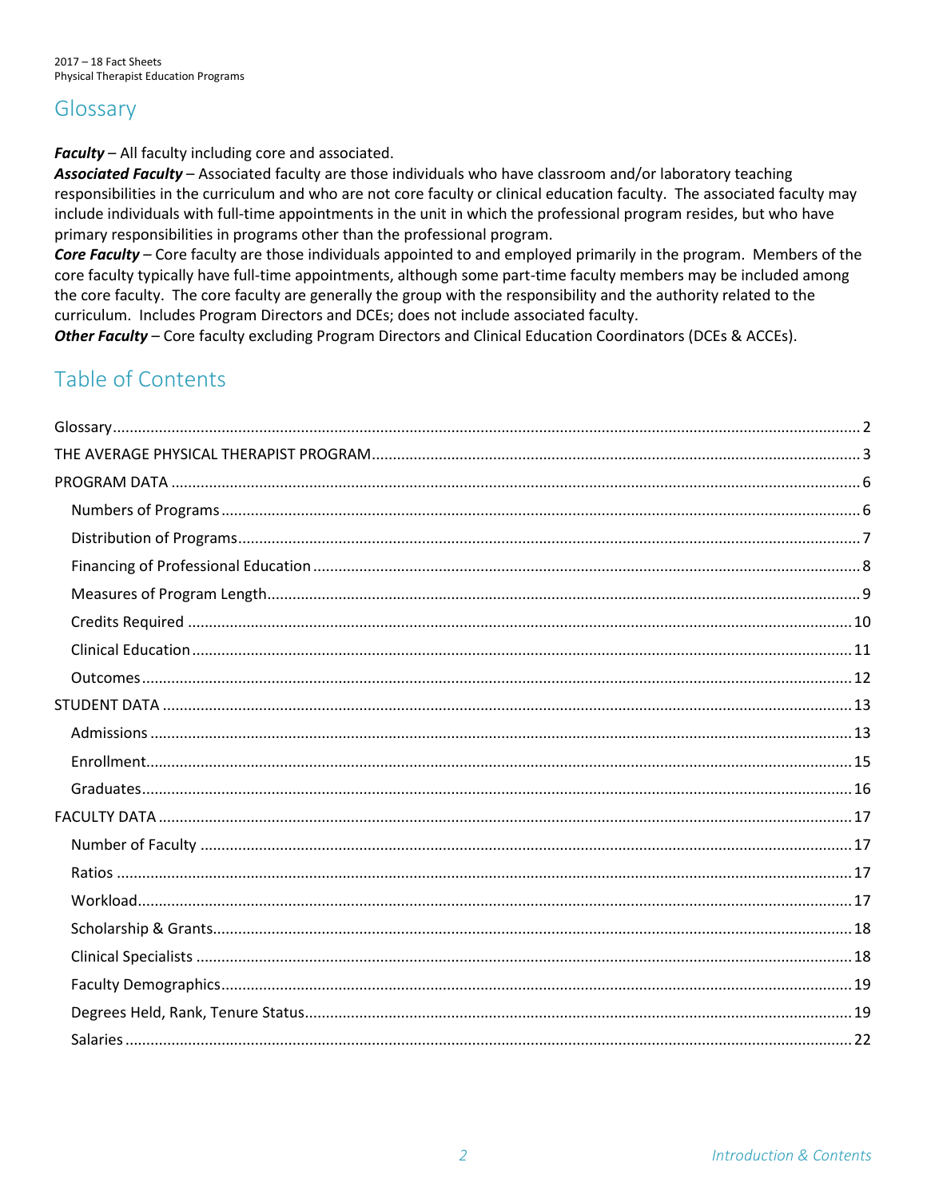## Glossary

***Faculty*** – All faculty including core and associated.
***Associated Faculty*** – Associated faculty are those individuals who have classroom and/or laboratory teaching responsibilities in the curriculum and who are not core faculty or clinical education faculty. The associated faculty may include individuals with full-time appointments in the unit in which the professional program resides, but who have primary responsibilities in programs other than the professional program.
***Core Faculty*** – Core faculty are those individuals appointed to and employed primarily in the program. Members of the core faculty typically have full-time appointments, although some part-time faculty members may be included among the core faculty. The core faculty are generally the group with the responsibility and the authority related to the curriculum. Includes Program Directors and DCEs; does not include associated faculty.
***Other Faculty*** – Core faculty excluding Program Directors and Clinical Education Coordinators (DCEs & ACCEs).

## Table of Contents

- Glossary .......... 2
- THE AVERAGE PHYSICAL THERAPIST PROGRAM .......... 3
- PROGRAM DATA .......... 6
  - Numbers of Programs .......... 6
  - Distribution of Programs .......... 7
  - Financing of Professional Education .......... 8
  - Measures of Program Length .......... 9
  - Credits Required .......... 10
  - Clinical Education .......... 11
  - Outcomes .......... 12
- STUDENT DATA .......... 13
  - Admissions .......... 13
  - Enrollment .......... 15
  - Graduates .......... 16
- FACULTY DATA .......... 17
  - Number of Faculty .......... 17
  - Ratios .......... 17
  - Workload .......... 17
  - Scholarship & Grants .......... 18
  - Clinical Specialists .......... 18
  - Faculty Demographics .......... 19
  - Degrees Held, Rank, Tenure Status .......... 19
  - Salaries .......... 22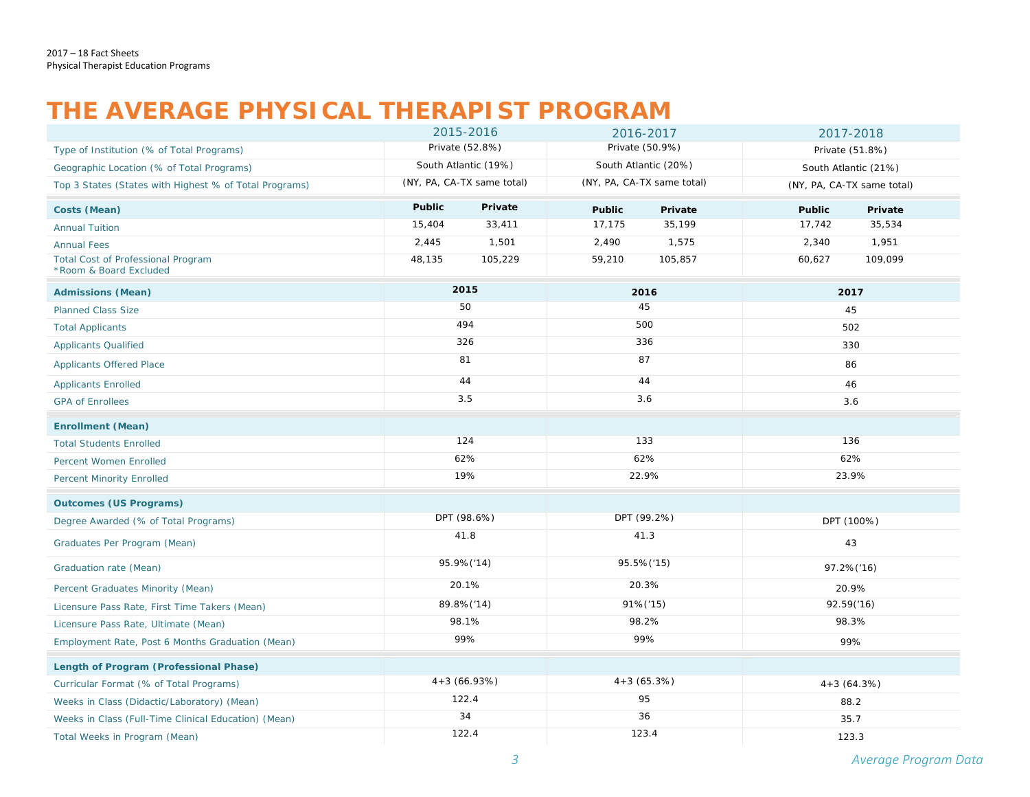2017 – 18 Fact Sheets
Physical Therapist Education Programs

# THE AVERAGE PHYSICAL THERAPIST PROGRAM

| | 2015-2016 | | 2016-2017 | | 2017-2018 | |
|---|---|---|---|---|---|---|
| Type of Institution (% of Total Programs) | Private (52.8%) | | Private (50.9%) | | Private (51.8%) | |
| Geographic Location (% of Total Programs) | South Atlantic (19%) | | South Atlantic (20%) | | South Atlantic (21%) | |
| Top 3 States (States with Highest % of Total Programs) | (NY, PA, CA-TX same total) | | (NY, PA, CA-TX same total) | | (NY, PA, CA-TX same total) | |
| **Costs (Mean)** | **Public** | **Private** | **Public** | **Private** | **Public** | **Private** |
| Annual Tuition | 15,404 | 33,411 | 17,175 | 35,199 | 17,742 | 35,534 |
| Annual Fees | 2,445 | 1,501 | 2,490 | 1,575 | 2,340 | 1,951 |
| Total Cost of Professional Program *Room & Board Excluded | 48,135 | 105,229 | 59,210 | 105,857 | 60,627 | 109,099 |
| **Admissions (Mean)** | **2015** | | **2016** | | **2017** | |
| Planned Class Size | 50 | | 45 | | 45 | |
| Total Applicants | 494 | | 500 | | 502 | |
| Applicants Qualified | 326 | | 336 | | 330 | |
| Applicants Offered Place | 81 | | 87 | | 86 | |
| Applicants Enrolled | 44 | | 44 | | 46 | |
| GPA of Enrollees | 3.5 | | 3.6 | | 3.6 | |
| **Enrollment (Mean)** | | | | | | |
| Total Students Enrolled | 124 | | 133 | | 136 | |
| Percent Women Enrolled | 62% | | 62% | | 62% | |
| Percent Minority Enrolled | 19% | | 22.9% | | 23.9% | |
| **Outcomes (US Programs)** | | | | | | |
| Degree Awarded (% of Total Programs) | DPT (98.6%) | | DPT (99.2%) | | DPT (100%) | |
| Graduates Per Program (Mean) | 41.8 | | 41.3 | | 43 | |
| Graduation rate (Mean) | 95.9%('14) | | 95.5%('15) | | 97.2%('16) | |
| Percent Graduates Minority (Mean) | 20.1% | | 20.3% | | 20.9% | |
| Licensure Pass Rate, First Time Takers (Mean) | 89.8%('14) | | 91%('15) | | 92.59('16) | |
| Licensure Pass Rate, Ultimate (Mean) | 98.1% | | 98.2% | | 98.3% | |
| Employment Rate, Post 6 Months Graduation (Mean) | 99% | | 99% | | 99% | |
| **Length of Program (Professional Phase)** | | | | | | |
| Curricular Format (% of Total Programs) | 4+3 (66.93%) | | 4+3 (65.3%) | | 4+3 (64.3%) | |
| Weeks in Class (Didactic/Laboratory) (Mean) | 122.4 | | 95 | | 88.2 | |
| Weeks in Class (Full-Time Clinical Education) (Mean) | 34 | | 36 | | 35.7 | |
| Total Weeks in Program (Mean) | 122.4 | | 123.4 | | 123.3 | |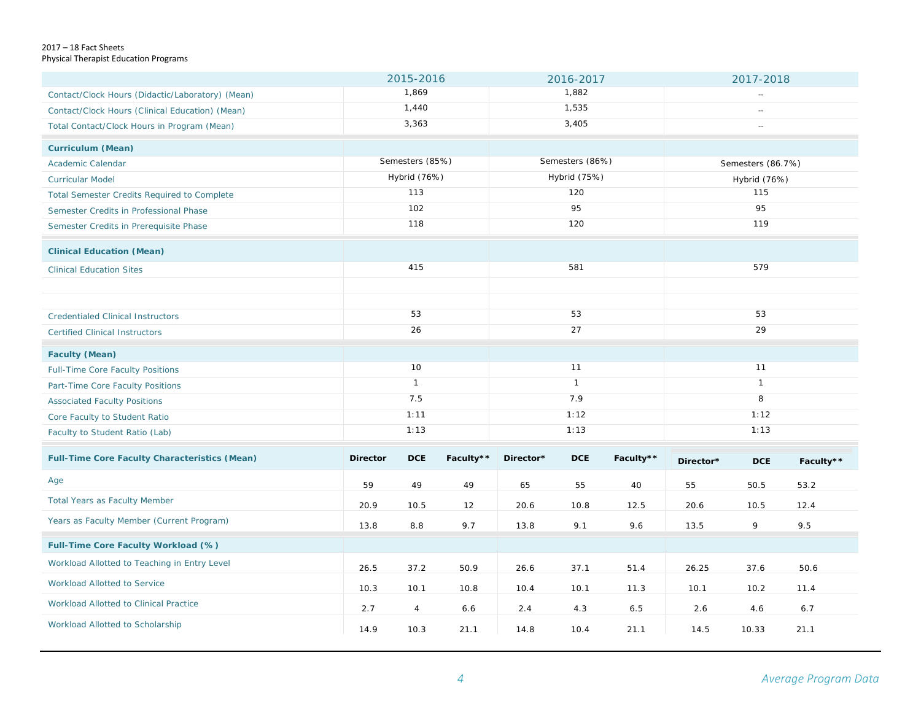2017 – 18 Fact Sheets
Physical Therapist Education Programs

| | 2015-2016 | | | 2016-2017 | | | 2017-2018 | | |
|---|---|---|---|---|---|---|---|---|---|
| Contact/Clock Hours (Didactic/Laboratory) (Mean) | 1,869 | | | 1,882 | | | -- | | |
| Contact/Clock Hours (Clinical Education) (Mean) | 1,440 | | | 1,535 | | | -- | | |
| Total Contact/Clock Hours in Program (Mean) | 3,363 | | | 3,405 | | | -- | | |
| **Curriculum (Mean)** | | | | | | | | | |
| Academic Calendar | Semesters (85%) | | | Semesters (86%) | | | Semesters (86.7%) | | |
| Curricular Model | Hybrid (76%) | | | Hybrid (75%) | | | Hybrid (76%) | | |
| Total Semester Credits Required to Complete | 113 | | | 120 | | | 115 | | |
| Semester Credits in Professional Phase | 102 | | | 95 | | | 95 | | |
| Semester Credits in Prerequisite Phase | 118 | | | 120 | | | 119 | | |
| **Clinical Education (Mean)** | | | | | | | | | |
| Clinical Education Sites | 415 | | | 581 | | | 579 | | |
| | | | | | | | | | |
| | | | | | | | | | |
| Credentialed Clinical Instructors | 53 | | | 53 | | | 53 | | |
| Certified Clinical Instructors | 26 | | | 27 | | | 29 | | |
| **Faculty (Mean)** | | | | | | | | | |
| Full-Time Core Faculty Positions | 10 | | | 11 | | | 11 | | |
| Part-Time Core Faculty Positions | 1 | | | 1 | | | 1 | | |
| Associated Faculty Positions | 7.5 | | | 7.9 | | | 8 | | |
| Core Faculty to Student Ratio | 1:11 | | | 1:12 | | | 1:12 | | |
| Faculty to Student Ratio (Lab) | 1:13 | | | 1:13 | | | 1:13 | | |
| **Full-Time Core Faculty Characteristics (Mean)** | **Director** | **DCE** | **Faculty**** | **Director*** | **DCE** | **Faculty**** | **Director*** | **DCE** | **Faculty**** |
| Age | 59 | 49 | 49 | 65 | 55 | 40 | 55 | 50.5 | 53.2 |
| Total Years as Faculty Member | 20.9 | 10.5 | 12 | 20.6 | 10.8 | 12.5 | 20.6 | 10.5 | 12.4 |
| Years as Faculty Member (Current Program) | 13.8 | 8.8 | 9.7 | 13.8 | 9.1 | 9.6 | 13.5 | 9 | 9.5 |
| **Full-Time Core Faculty Workload (%)** | | | | | | | | | |
| Workload Allotted to Teaching in Entry Level | 26.5 | 37.2 | 50.9 | 26.6 | 37.1 | 51.4 | 26.25 | 37.6 | 50.6 |
| Workload Allotted to Service | 10.3 | 10.1 | 10.8 | 10.4 | 10.1 | 11.3 | 10.1 | 10.2 | 11.4 |
| Workload Allotted to Clinical Practice | 2.7 | 4 | 6.6 | 2.4 | 4.3 | 6.5 | 2.6 | 4.6 | 6.7 |
| Workload Allotted to Scholarship | 14.9 | 10.3 | 21.1 | 14.8 | 10.4 | 21.1 | 14.5 | 10.33 | 21.1 |

*Average Program Data*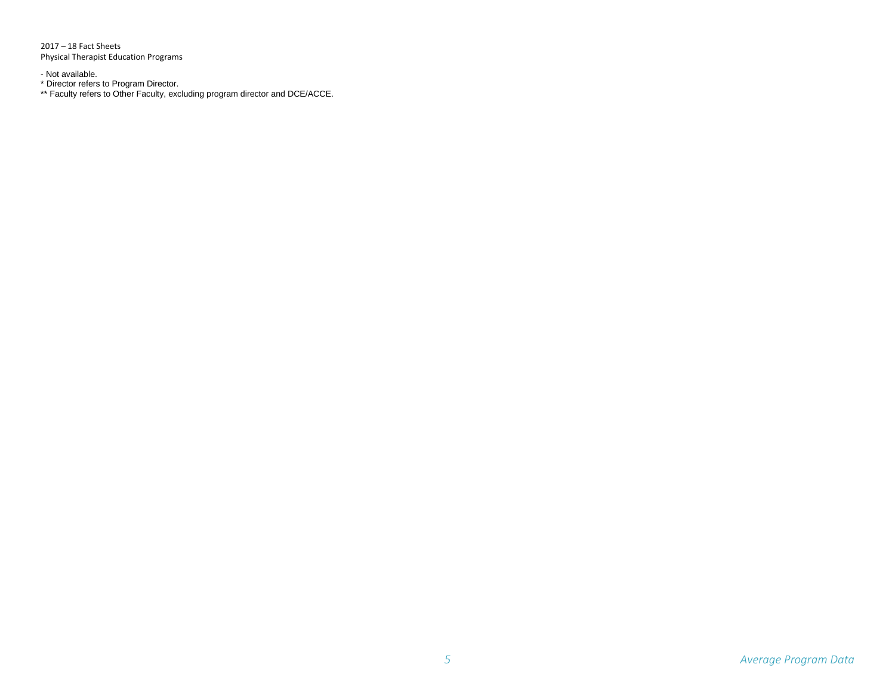- Not available.
* Director refers to Program Director.
** Faculty refers to Other Faculty, excluding program director and DCE/ACCE.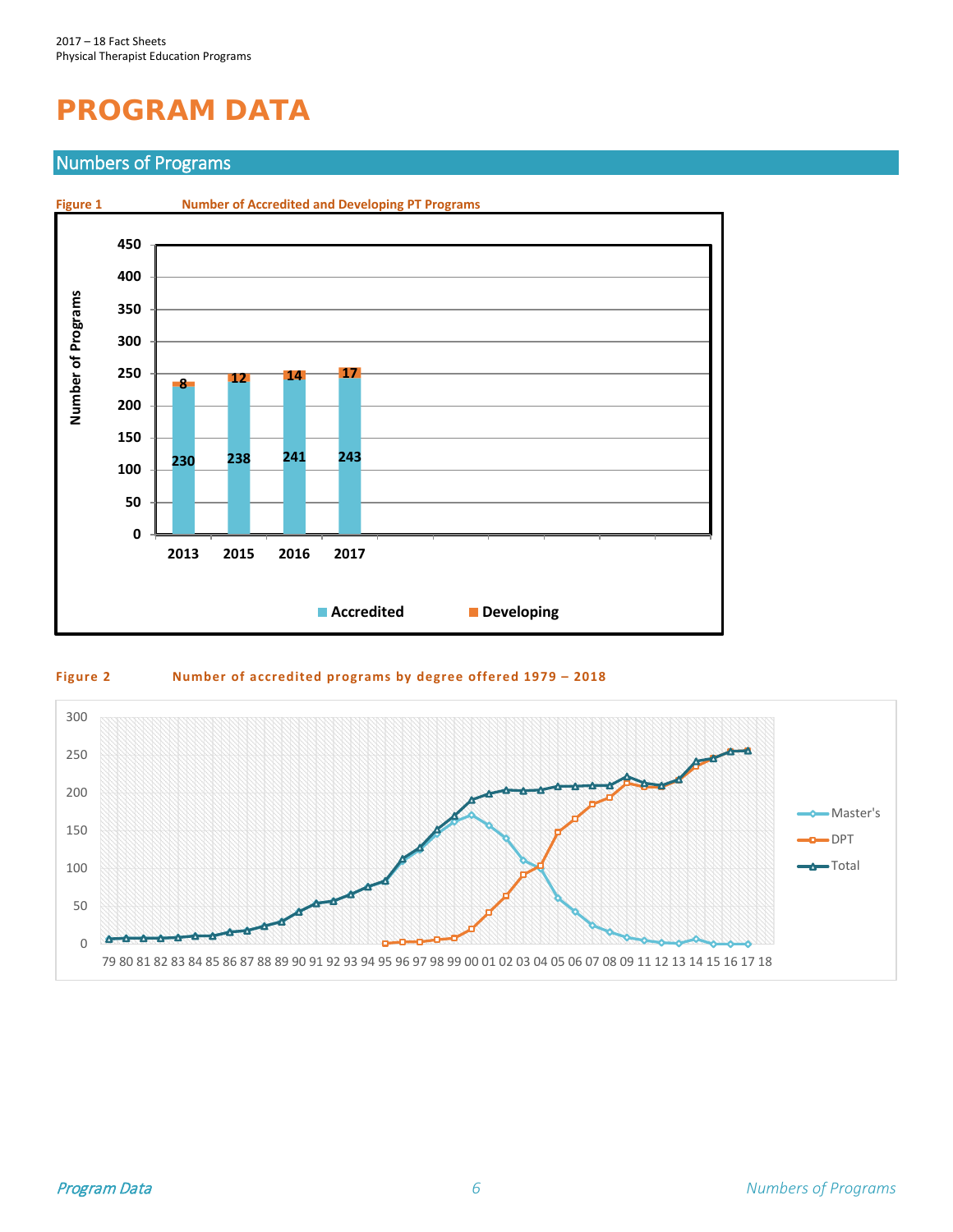# PROGRAM DATA

## Numbers of Programs

**Figure 1** Number of Accredited and Developing PT Programs

| Year | Accredited | Developing |
|---|---|---|
| 2013 | 230 | 8 |
| 2015 | 238 | 12 |
| 2016 | 241 | 14 |
| 2017 | 243 | 17 |

**Figure 2** Number of accredited programs by degree offered 1979 – 2018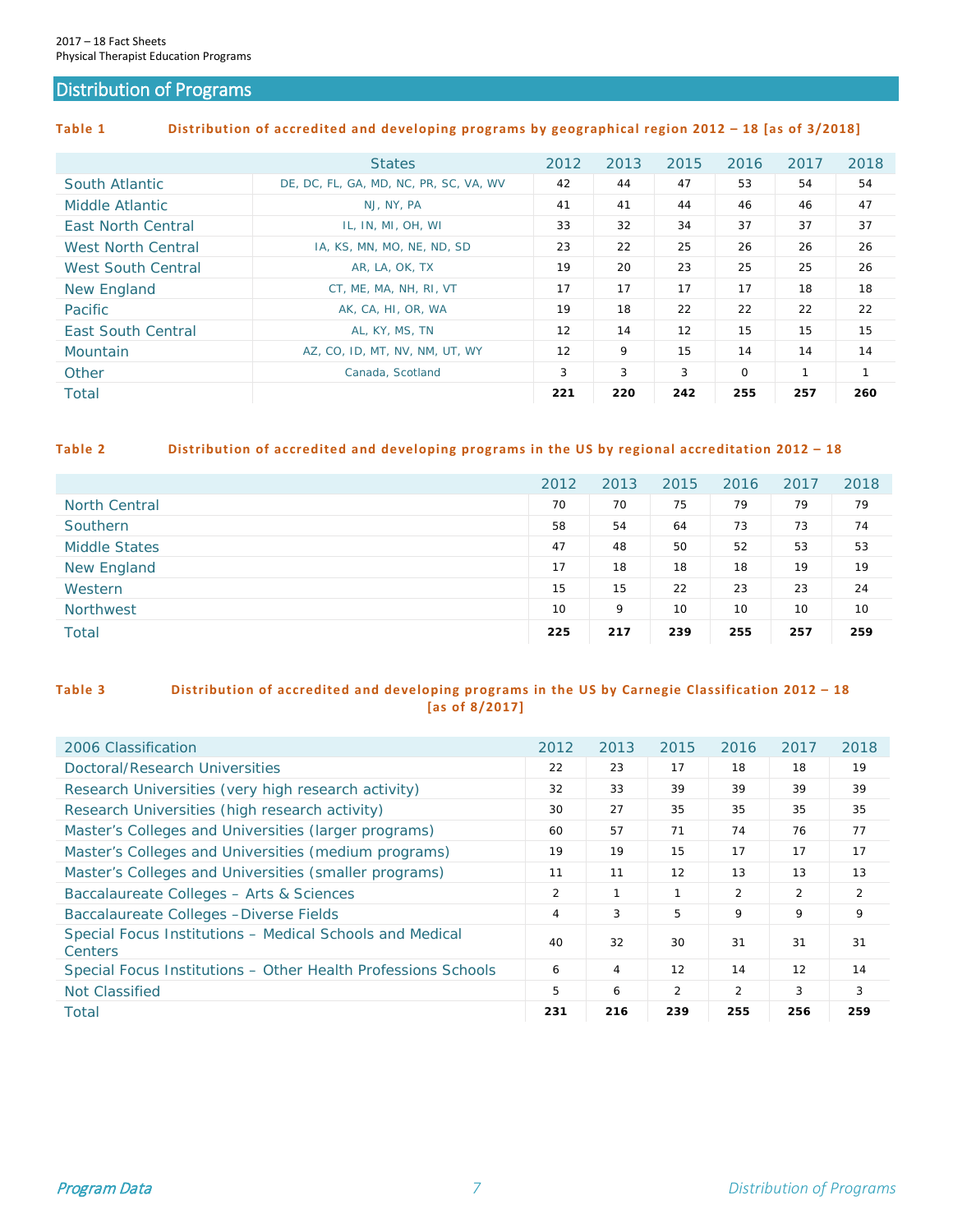## Distribution of Programs

**Table 1 Distribution of accredited and developing programs by geographical region 2012 – 18 [as of 3/2018]**

| | States | 2012 | 2013 | 2015 | 2016 | 2017 | 2018 |
|---|---|---|---|---|---|---|---|
| South Atlantic | DE, DC, FL, GA, MD, NC, PR, SC, VA, WV | 42 | 44 | 47 | 53 | 54 | 54 |
| Middle Atlantic | NJ, NY, PA | 41 | 41 | 44 | 46 | 46 | 47 |
| East North Central | IL, IN, MI, OH, WI | 33 | 32 | 34 | 37 | 37 | 37 |
| West North Central | IA, KS, MN, MO, NE, ND, SD | 23 | 22 | 25 | 26 | 26 | 26 |
| West South Central | AR, LA, OK, TX | 19 | 20 | 23 | 25 | 25 | 26 |
| New England | CT, ME, MA, NH, RI, VT | 17 | 17 | 17 | 17 | 18 | 18 |
| Pacific | AK, CA, HI, OR, WA | 19 | 18 | 22 | 22 | 22 | 22 |
| East South Central | AL, KY, MS, TN | 12 | 14 | 12 | 15 | 15 | 15 |
| Mountain | AZ, CO, ID, MT, NV, NM, UT, WY | 12 | 9 | 15 | 14 | 14 | 14 |
| Other | Canada, Scotland | 3 | 3 | 3 | 0 | 1 | 1 |
| Total | | **221** | **220** | **242** | **255** | **257** | **260** |

**Table 2 Distribution of accredited and developing programs in the US by regional accreditation 2012 – 18**

| | 2012 | 2013 | 2015 | 2016 | 2017 | 2018 |
|---|---|---|---|---|---|---|
| North Central | 70 | 70 | 75 | 79 | 79 | 79 |
| Southern | 58 | 54 | 64 | 73 | 73 | 74 |
| Middle States | 47 | 48 | 50 | 52 | 53 | 53 |
| New England | 17 | 18 | 18 | 18 | 19 | 19 |
| Western | 15 | 15 | 22 | 23 | 23 | 24 |
| Northwest | 10 | 9 | 10 | 10 | 10 | 10 |
| Total | **225** | **217** | **239** | **255** | **257** | **259** |

**Table 3 Distribution of accredited and developing programs in the US by Carnegie Classification 2012 – 18 [as of 8/2017]**

| 2006 Classification | 2012 | 2013 | 2015 | 2016 | 2017 | 2018 |
|---|---|---|---|---|---|---|
| Doctoral/Research Universities | 22 | 23 | 17 | 18 | 18 | 19 |
| Research Universities (very high research activity) | 32 | 33 | 39 | 39 | 39 | 39 |
| Research Universities (high research activity) | 30 | 27 | 35 | 35 | 35 | 35 |
| Master's Colleges and Universities (larger programs) | 60 | 57 | 71 | 74 | 76 | 77 |
| Master's Colleges and Universities (medium programs) | 19 | 19 | 15 | 17 | 17 | 17 |
| Master's Colleges and Universities (smaller programs) | 11 | 11 | 12 | 13 | 13 | 13 |
| Baccalaureate Colleges – Arts & Sciences | 2 | 1 | 1 | 2 | 2 | 2 |
| Baccalaureate Colleges –Diverse Fields | 4 | 3 | 5 | 9 | 9 | 9 |
| Special Focus Institutions – Medical Schools and Medical Centers | 40 | 32 | 30 | 31 | 31 | 31 |
| Special Focus Institutions – Other Health Professions Schools | 6 | 4 | 12 | 14 | 12 | 14 |
| Not Classified | 5 | 6 | 2 | 2 | 3 | 3 |
| Total | **231** | **216** | **239** | **255** | **256** | **259** |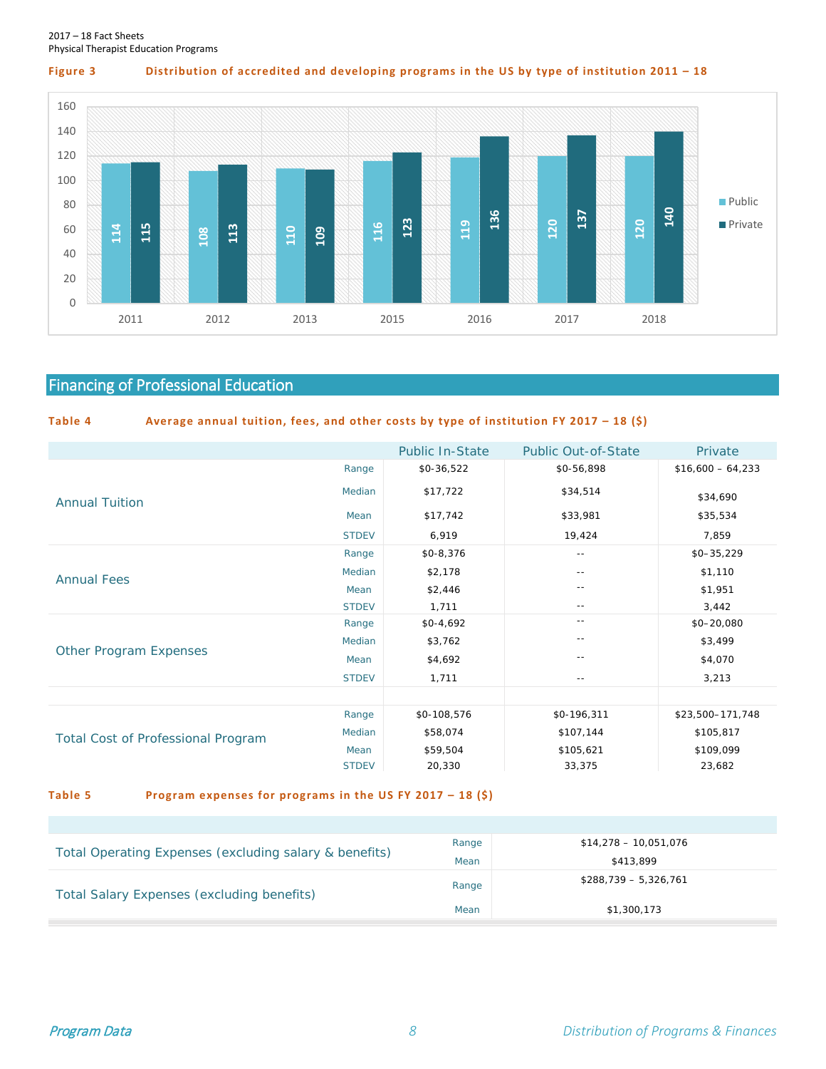**Figure 3** Distribution of accredited and developing programs in the US by type of institution 2011 – 18

| Year | Public | Private |
|---|---|---|
| 2011 | 114 | 115 |
| 2012 | 108 | 113 |
| 2013 | 110 | 109 |
| 2015 | 116 | 123 |
| 2016 | 119 | 136 |
| 2017 | 120 | 137 |
| 2018 | 120 | 140 |

## Financing of Professional Education

**Table 4** Average annual tuition, fees, and other costs by type of institution FY 2017 – 18 ($)

| | | Public In-State | Public Out-of-State | Private |
|---|---|---|---|---|
| Annual Tuition | Range | $0-36,522 | $0-56,898 | $16,600 – 64,233 |
| | Median | $17,722 | $34,514 | $34,690 |
| | Mean | $17,742 | $33,981 | $35,534 |
| | STDEV | 6,919 | 19,424 | 7,859 |
| Annual Fees | Range | $0-8,376 | -- | $0–35,229 |
| | Median | $2,178 | -- | $1,110 |
| | Mean | $2,446 | -- | $1,951 |
| | STDEV | 1,711 | -- | 3,442 |
| Other Program Expenses | Range | $0-4,692 | -- | $0–20,080 |
| | Median | $3,762 | -- | $3,499 |
| | Mean | $4,692 | -- | $4,070 |
| | STDEV | 1,711 | -- | 3,213 |
| | | | | |
| Total Cost of Professional Program | Range | $0-108,576 | $0-196,311 | $23,500–171,748 |
| | Median | $58,074 | $107,144 | $105,817 |
| | Mean | $59,504 | $105,621 | $109,099 |
| | STDEV | 20,330 | 33,375 | 23,682 |

**Table 5** Program expenses for programs in the US FY 2017 – 18 ($)

| | | |
|---|---|---|
| Total Operating Expenses (excluding salary & benefits) | Range | $14,278 – 10,051,076 |
| | Mean | $413,899 |
| Total Salary Expenses (excluding benefits) | Range | $288,739 – 5,326,761 |
| | Mean | $1,300,173 |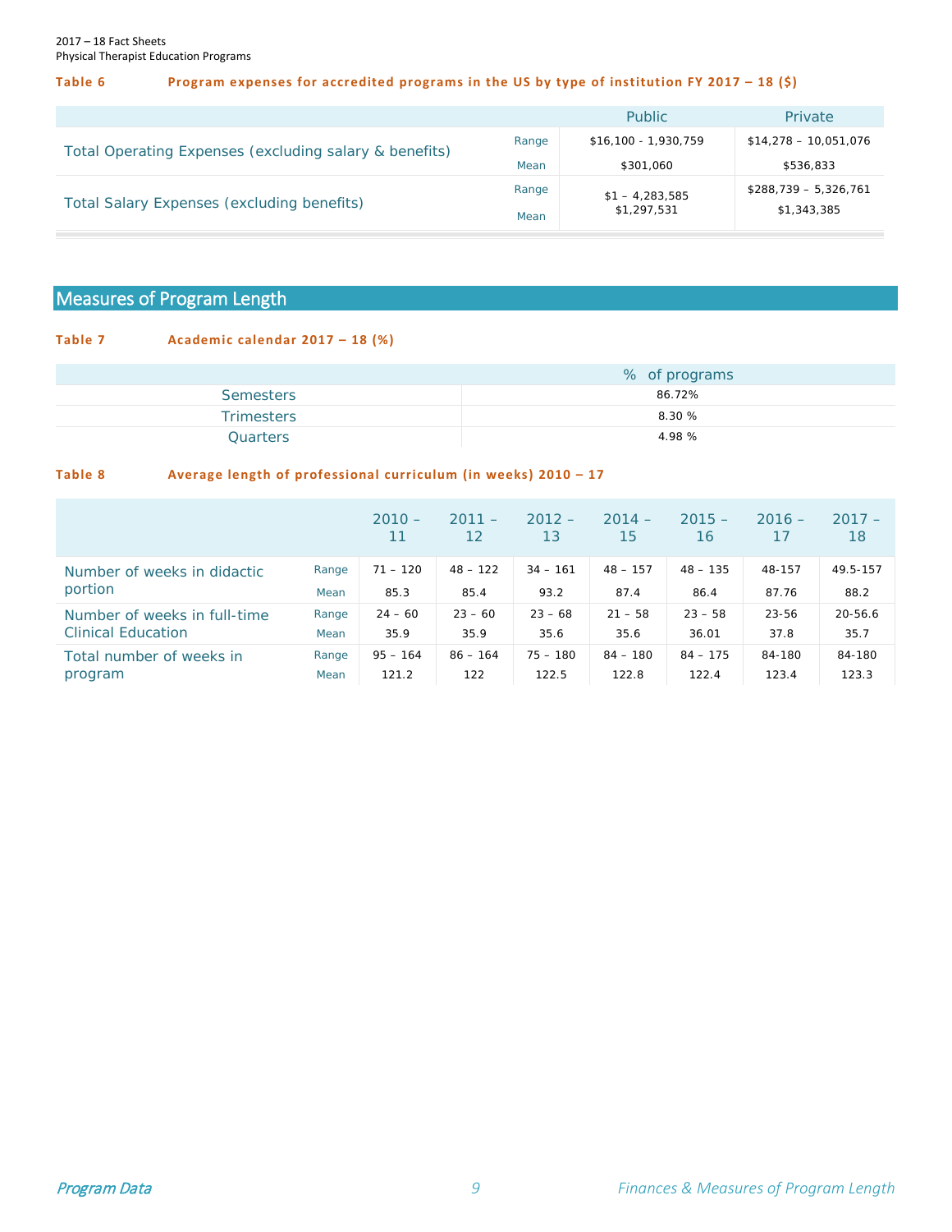**Table 6 Program expenses for accredited programs in the US by type of institution FY 2017 – 18 ($)**

| | | Public | Private |
|---|---|---|---|
| Total Operating Expenses (excluding salary & benefits) | Range | $16,100 - 1,930,759 | $14,278 – 10,051,076 |
| | Mean | $301,060 | $536,833 |
| Total Salary Expenses (excluding benefits) | Range | $1 – 4,283,585 | $288,739 – 5,326,761 |
| | Mean | $1,297,531 | $1,343,385 |

## Measures of Program Length

**Table 7 Academic calendar 2017 – 18 (%)**

| | % of programs |
|---|---|
| Semesters | 86.72% |
| Trimesters | 8.30 % |
| Quarters | 4.98 % |

**Table 8 Average length of professional curriculum (in weeks) 2010 – 17**

| | | 2010 – 11 | 2011 – 12 | 2012 – 13 | 2014 – 15 | 2015 – 16 | 2016 – 17 | 2017 – 18 |
|---|---|---|---|---|---|---|---|---|
| Number of weeks in didactic portion | Range | 71 – 120 | 48 – 122 | 34 – 161 | 48 – 157 | 48 – 135 | 48-157 | 49.5-157 |
| | Mean | 85.3 | 85.4 | 93.2 | 87.4 | 86.4 | 87.76 | 88.2 |
| Number of weeks in full-time Clinical Education | Range | 24 – 60 | 23 – 60 | 23 – 68 | 21 – 58 | 23 – 58 | 23-56 | 20-56.6 |
| | Mean | 35.9 | 35.9 | 35.6 | 35.6 | 36.01 | 37.8 | 35.7 |
| Total number of weeks in program | Range | 95 – 164 | 86 – 164 | 75 – 180 | 84 – 180 | 84 – 175 | 84-180 | 84-180 |
| | Mean | 121.2 | 122 | 122.5 | 122.8 | 122.4 | 123.4 | 123.3 |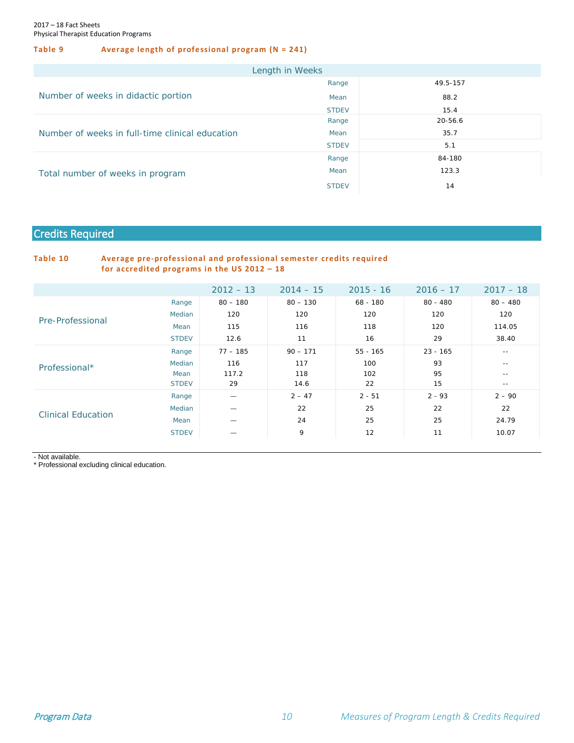**Table 9 Average length of professional program (N = 241)**

| Length in Weeks | | |
|---|---|---|
| Number of weeks in didactic portion | Range | 49.5-157 |
| | Mean | 88.2 |
| | STDEV | 15.4 |
| Number of weeks in full-time clinical education | Range | 20-56.6 |
| | Mean | 35.7 |
| | STDEV | 5.1 |
| Total number of weeks in program | Range | 84-180 |
| | Mean | 123.3 |
| | STDEV | 14 |

## Credits Required

**Table 10 Average pre-professional and professional semester credits required for accredited programs in the US 2012 – 18**

| | | 2012 – 13 | 2014 – 15 | 2015 - 16 | 2016 – 17 | 2017 – 18 |
|---|---|---|---|---|---|---|
| Pre-Professional | Range | 80 – 180 | 80 – 130 | 68 - 180 | 80 - 480 | 80 – 480 |
| | Median | 120 | 120 | 120 | 120 | 120 |
| | Mean | 115 | 116 | 118 | 120 | 114.05 |
| | STDEV | 12.6 | 11 | 16 | 29 | 38.40 |
| Professional* | Range | 77 – 185 | 90 – 171 | 55 - 165 | 23 - 165 | -- |
| | Median | 116 | 117 | 100 | 93 | -- |
| | Mean | 117.2 | 118 | 102 | 95 | -- |
| | STDEV | 29 | 14.6 | 22 | 15 | -- |
| Clinical Education | Range | — | 2 – 47 | 2 - 51 | 2 - 93 | 2 – 90 |
| | Median | — | 22 | 25 | 22 | 22 |
| | Mean | — | 24 | 25 | 25 | 24.79 |
| | STDEV | — | 9 | 12 | 11 | 10.07 |

- Not available.
* Professional excluding clinical education.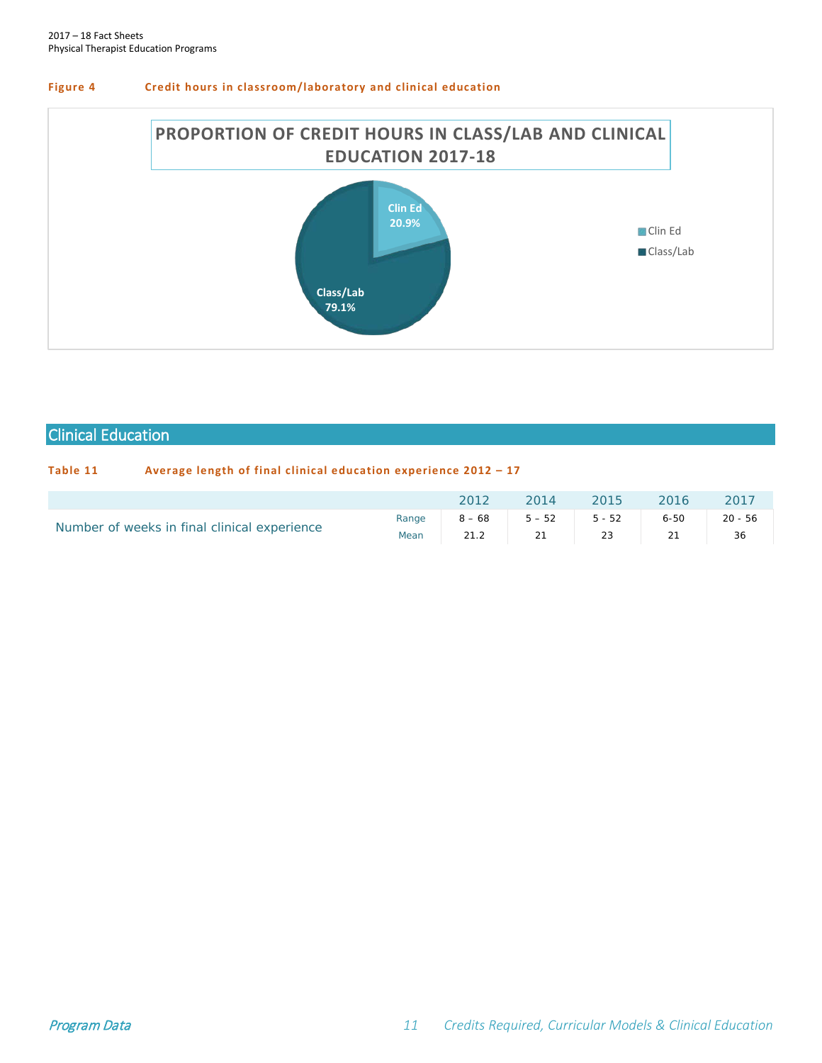**Figure 4** **Credit hours in classroom/laboratory and clinical education**

PROPORTION OF CREDIT HOURS IN CLASS/LAB AND CLINICAL EDUCATION 2017-18

- Clin Ed 20.9%
- Class/Lab 79.1%

## Clinical Education

**Table 11** **Average length of final clinical education experience 2012 – 17**

| | | 2012 | 2014 | 2015 | 2016 | 2017 |
|---|---|---|---|---|---|---|
| Number of weeks in final clinical experience | Range | 8 – 68 | 5 – 52 | 5 - 52 | 6-50 | 20 - 56 |
| | Mean | 21.2 | 21 | 23 | 21 | 36 |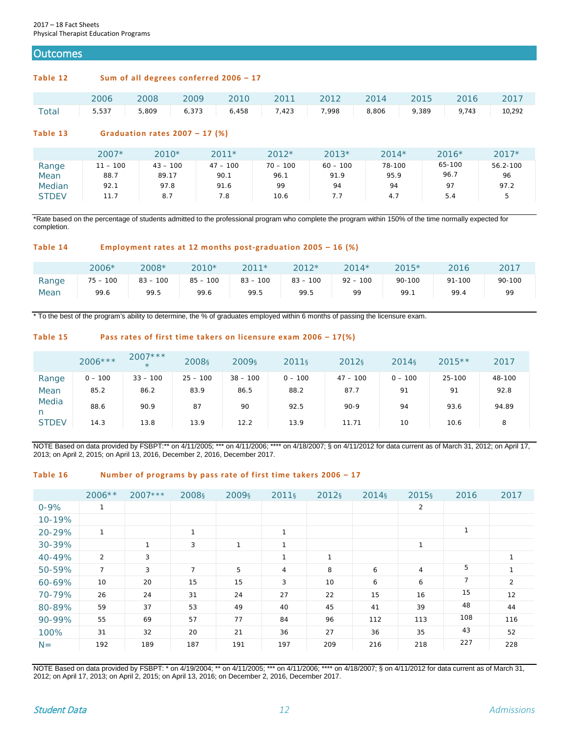## Outcomes

**Table 12 Sum of all degrees conferred 2006 – 17**

| | 2006 | 2008 | 2009 | 2010 | 2011 | 2012 | 2014 | 2015 | 2016 | 2017 |
|---|---|---|---|---|---|---|---|---|---|---|
| Total | 5,537 | 5,809 | 6,373 | 6,458 | 7,423 | 7,998 | 8,806 | 9,389 | 9,743 | 10,292 |

**Table 13 Graduation rates 2007 – 17 (%)**

| | 2007* | 2010* | 2011* | 2012* | 2013* | 2014* | 2016* | 2017* |
|---|---|---|---|---|---|---|---|---|
| Range | 11 – 100 | 43 – 100 | 47 – 100 | 70 – 100 | 60 – 100 | 78-100 | 65-100 | 56.2-100 |
| Mean | 88.7 | 89.17 | 90.1 | 96.1 | 91.9 | 95.9 | 96.7 | 96 |
| Median | 92.1 | 97.8 | 91.6 | 99 | 94 | 94 | 97 | 97.2 |
| STDEV | 11.7 | 8.7 | 7.8 | 10.6 | 7.7 | 4.7 | 5.4 | 5 |

*Rate based on the percentage of students admitted to the professional program who complete the program within 150% of the time normally expected for completion.

**Table 14 Employment rates at 12 months post-graduation 2005 – 16 (%)**

| | 2006* | 2008* | 2010* | 2011* | 2012* | 2014* | 2015* | 2016 | 2017 |
|---|---|---|---|---|---|---|---|---|---|
| Range | 75 – 100 | 83 – 100 | 85 – 100 | 83 – 100 | 83 – 100 | 92 – 100 | 90-100 | 91-100 | 90-100 |
| Mean | 99.6 | 99.5 | 99.6 | 99.5 | 99.5 | 99 | 99.1 | 99.4 | 99 |

* To the best of the program's ability to determine, the % of graduates employed within 6 months of passing the licensure exam.

**Table 15 Pass rates of first time takers on licensure exam 2006 – 17(%)**

| | 2006*** | 2007**** | 2008§ | 2009§ | 2011§ | 2012§ | 2014§ | 2015** | 2017 |
|---|---|---|---|---|---|---|---|---|---|
| Range | 0 – 100 | 33 – 100 | 25 – 100 | 38 – 100 | 0 – 100 | 47 – 100 | 0 – 100 | 25-100 | 48-100 |
| Mean | 85.2 | 86.2 | 83.9 | 86.5 | 88.2 | 87.7 | 91 | 91 | 92.8 |
| Median | 88.6 | 90.9 | 87 | 90 | 92.5 | 90-9 | 94 | 93.6 | 94.89 |
| STDEV | 14.3 | 13.8 | 13.9 | 12.2 | 13.9 | 11.71 | 10 | 10.6 | 8 |

NOTE Based on data provided by FSBPT:** on 4/11/2005; *** on 4/11/2006; **** on 4/18/2007; § on 4/11/2012 for data current as of March 31, 2012; on April 17, 2013; on April 2, 2015; on April 13, 2016, December 2, 2016, December 2017.

**Table 16 Number of programs by pass rate of first time takers 2006 – 17**

| | 2006** | 2007*** | 2008§ | 2009§ | 2011§ | 2012§ | 2014§ | 2015§ | 2016 | 2017 |
|---|---|---|---|---|---|---|---|---|---|---|
| 0-9% | 1 | | | | | | | 2 | | |
| 10-19% | | | | | | | | | | |
| 20-29% | 1 | | 1 | | 1 | | | | 1 | |
| 30-39% | | 1 | 3 | 1 | 1 | | | 1 | | |
| 40-49% | 2 | 3 | | | 1 | 1 | | | | 1 |
| 50-59% | 7 | 3 | 7 | 5 | 4 | 8 | 6 | 4 | 5 | 1 |
| 60-69% | 10 | 20 | 15 | 15 | 3 | 10 | 6 | 6 | 7 | 2 |
| 70-79% | 26 | 24 | 31 | 24 | 27 | 22 | 15 | 16 | 15 | 12 |
| 80-89% | 59 | 37 | 53 | 49 | 40 | 45 | 41 | 39 | 48 | 44 |
| 90-99% | 55 | 69 | 57 | 77 | 84 | 96 | 112 | 113 | 108 | 116 |
| 100% | 31 | 32 | 20 | 21 | 36 | 27 | 36 | 35 | 43 | 52 |
| N= | 192 | 189 | 187 | 191 | 197 | 209 | 216 | 218 | 227 | 228 |

NOTE Based on data provided by FSBPT: * on 4/19/2004; ** on 4/11/2005; *** on 4/11/2006; **** on 4/18/2007; § on 4/11/2012 for data current as of March 31, 2012; on April 17, 2013; on April 2, 2015; on April 13, 2016; on December 2, 2016, December 2017.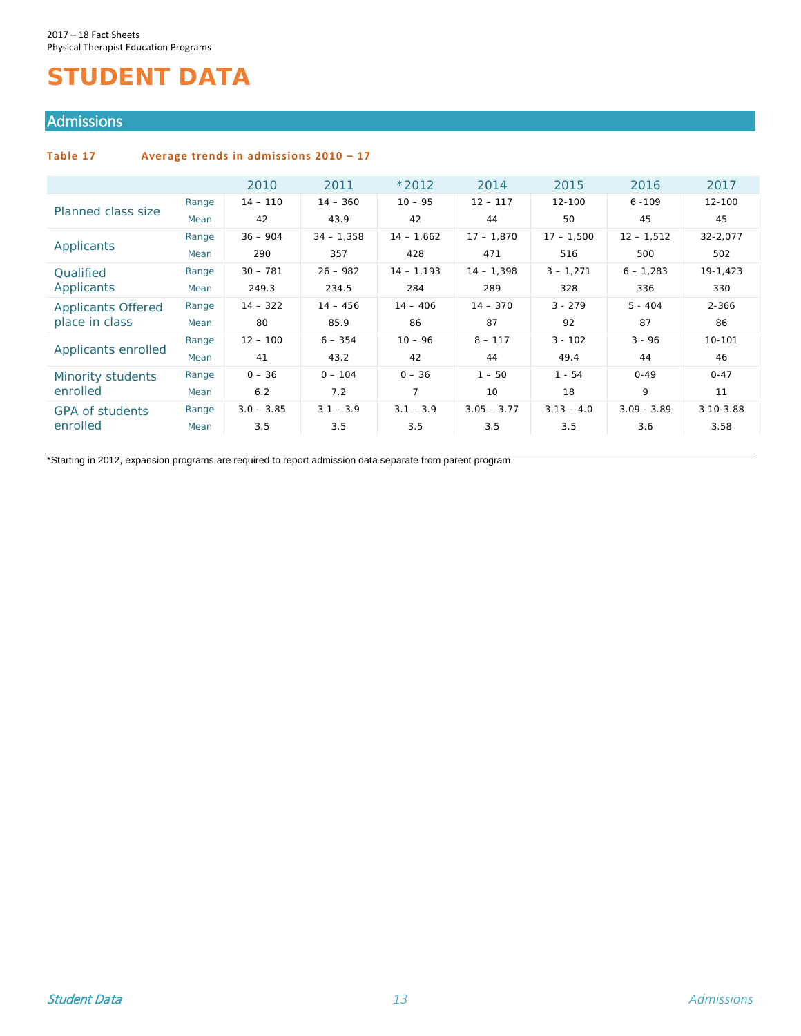# STUDENT DATA

## Admissions

**Table 17 Average trends in admissions 2010 – 17**

| | | 2010 | 2011 | *2012 | 2014 | 2015 | 2016 | 2017 |
|---|---|---|---|---|---|---|---|---|
| Planned class size | Range | 14 – 110 | 14 – 360 | 10 – 95 | 12 – 117 | 12-100 | 6 -109 | 12-100 |
| | Mean | 42 | 43.9 | 42 | 44 | 50 | 45 | 45 |
| Applicants | Range | 36 – 904 | 34 – 1,358 | 14 – 1,662 | 17 – 1,870 | 17 – 1,500 | 12 – 1,512 | 32-2,077 |
| | Mean | 290 | 357 | 428 | 471 | 516 | 500 | 502 |
| Qualified Applicants | Range | 30 – 781 | 26 – 982 | 14 – 1,193 | 14 – 1,398 | 3 – 1,271 | 6 – 1,283 | 19-1,423 |
| | Mean | 249.3 | 234.5 | 284 | 289 | 328 | 336 | 330 |
| Applicants Offered place in class | Range | 14 – 322 | 14 – 456 | 14 – 406 | 14 – 370 | 3 - 279 | 5 - 404 | 2-366 |
| | Mean | 80 | 85.9 | 86 | 87 | 92 | 87 | 86 |
| Applicants enrolled | Range | 12 – 100 | 6 – 354 | 10 – 96 | 8 – 117 | 3 - 102 | 3 - 96 | 10-101 |
| | Mean | 41 | 43.2 | 42 | 44 | 49.4 | 44 | 46 |
| Minority students enrolled | Range | 0 – 36 | 0 – 104 | 0 – 36 | 1 – 50 | 1 - 54 | 0-49 | 0-47 |
| | Mean | 6.2 | 7.2 | 7 | 10 | 18 | 9 | 11 |
| GPA of students enrolled | Range | 3.0 – 3.85 | 3.1 – 3.9 | 3.1 – 3.9 | 3.05 – 3.77 | 3.13 – 4.0 | 3.09 - 3.89 | 3.10-3.88 |
| | Mean | 3.5 | 3.5 | 3.5 | 3.5 | 3.5 | 3.6 | 3.58 |

*Starting in 2012, expansion programs are required to report admission data separate from parent program.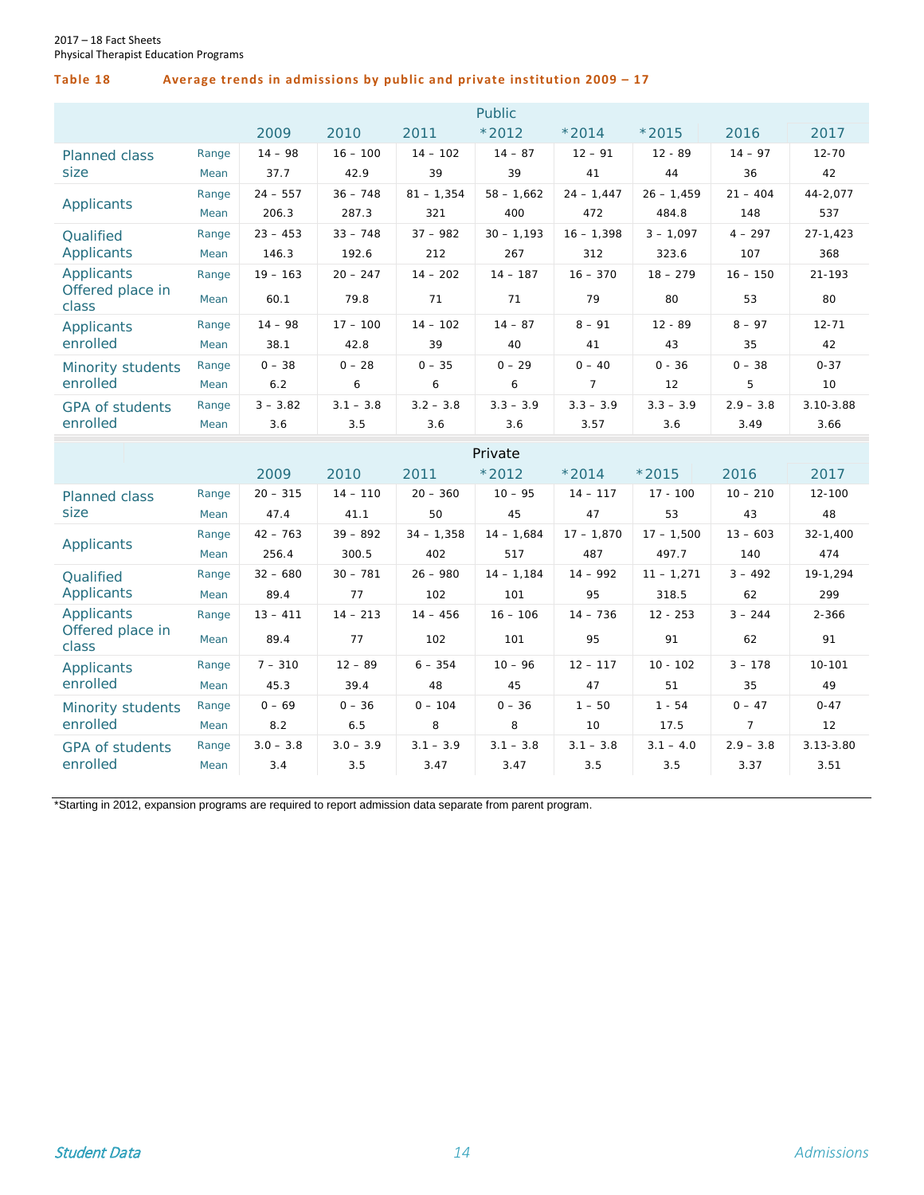### Table 18 Average trends in admissions by public and private institution 2009 – 17

| | | Public | | | | | | | |
|---|---|---|---|---|---|---|---|---|---|
| | | 2009 | 2010 | 2011 | *2012 | *2014 | *2015 | 2016 | 2017 |
| Planned class size | Range | 14 – 98 | 16 – 100 | 14 – 102 | 14 – 87 | 12 – 91 | 12 – 89 | 14 – 97 | 12-70 |
| | Mean | 37.7 | 42.9 | 39 | 39 | 41 | 44 | 36 | 42 |
| Applicants | Range | 24 – 557 | 36 – 748 | 81 – 1,354 | 58 – 1,662 | 24 – 1,447 | 26 – 1,459 | 21 – 404 | 44-2,077 |
| | Mean | 206.3 | 287.3 | 321 | 400 | 472 | 484.8 | 148 | 537 |
| Qualified Applicants | Range | 23 – 453 | 33 – 748 | 37 – 982 | 30 – 1,193 | 16 – 1,398 | 3 – 1,097 | 4 – 297 | 27-1,423 |
| | Mean | 146.3 | 192.6 | 212 | 267 | 312 | 323.6 | 107 | 368 |
| Applicants Offered place in class | Range | 19 – 163 | 20 – 247 | 14 – 202 | 14 – 187 | 16 – 370 | 18 – 279 | 16 – 150 | 21-193 |
| | Mean | 60.1 | 79.8 | 71 | 71 | 79 | 80 | 53 | 80 |
| Applicants enrolled | Range | 14 – 98 | 17 – 100 | 14 – 102 | 14 – 87 | 8 – 91 | 12 – 89 | 8 – 97 | 12-71 |
| | Mean | 38.1 | 42.8 | 39 | 40 | 41 | 43 | 35 | 42 |
| Minority students enrolled | Range | 0 – 38 | 0 – 28 | 0 – 35 | 0 – 29 | 0 – 40 | 0 – 36 | 0 – 38 | 0-37 |
| | Mean | 6.2 | 6 | 6 | 6 | 7 | 12 | 5 | 10 |
| GPA of students enrolled | Range | 3 – 3.82 | 3.1 – 3.8 | 3.2 – 3.8 | 3.3 – 3.9 | 3.3 – 3.9 | 3.3 – 3.9 | 2.9 – 3.8 | 3.10-3.88 |
| | Mean | 3.6 | 3.5 | 3.6 | 3.6 | 3.57 | 3.6 | 3.49 | 3.66 |

| | | Private | | | | | | | |
|---|---|---|---|---|---|---|---|---|---|
| | | 2009 | 2010 | 2011 | *2012 | *2014 | *2015 | 2016 | 2017 |
| Planned class size | Range | 20 – 315 | 14 – 110 | 20 – 360 | 10 – 95 | 14 – 117 | 17 - 100 | 10 – 210 | 12-100 |
| | Mean | 47.4 | 41.1 | 50 | 45 | 47 | 53 | 43 | 48 |
| Applicants | Range | 42 – 763 | 39 – 892 | 34 – 1,358 | 14 – 1,684 | 17 – 1,870 | 17 – 1,500 | 13 – 603 | 32-1,400 |
| | Mean | 256.4 | 300.5 | 402 | 517 | 487 | 497.7 | 140 | 474 |
| Qualified Applicants | Range | 32 – 680 | 30 – 781 | 26 – 980 | 14 – 1,184 | 14 – 992 | 11 – 1,271 | 3 – 492 | 19-1,294 |
| | Mean | 89.4 | 77 | 102 | 101 | 95 | 318.5 | 62 | 299 |
| Applicants Offered place in class | Range | 13 – 411 | 14 – 213 | 14 – 456 | 16 – 106 | 14 – 736 | 12 - 253 | 3 – 244 | 2-366 |
| | Mean | 89.4 | 77 | 102 | 101 | 95 | 91 | 62 | 91 |
| Applicants enrolled | Range | 7 – 310 | 12 – 89 | 6 – 354 | 10 – 96 | 12 – 117 | 10 - 102 | 3 – 178 | 10-101 |
| | Mean | 45.3 | 39.4 | 48 | 45 | 47 | 51 | 35 | 49 |
| Minority students enrolled | Range | 0 – 69 | 0 – 36 | 0 – 104 | 0 – 36 | 1 – 50 | 1 - 54 | 0 – 47 | 0-47 |
| | Mean | 8.2 | 6.5 | 8 | 8 | 10 | 17.5 | 7 | 12 |
| GPA of students enrolled | Range | 3.0 – 3.8 | 3.0 – 3.9 | 3.1 – 3.9 | 3.1 – 3.8 | 3.1 – 3.8 | 3.1 – 4.0 | 2.9 – 3.8 | 3.13-3.80 |
| | Mean | 3.4 | 3.5 | 3.47 | 3.47 | 3.5 | 3.5 | 3.37 | 3.51 |

*Starting in 2012, expansion programs are required to report admission data separate from parent program.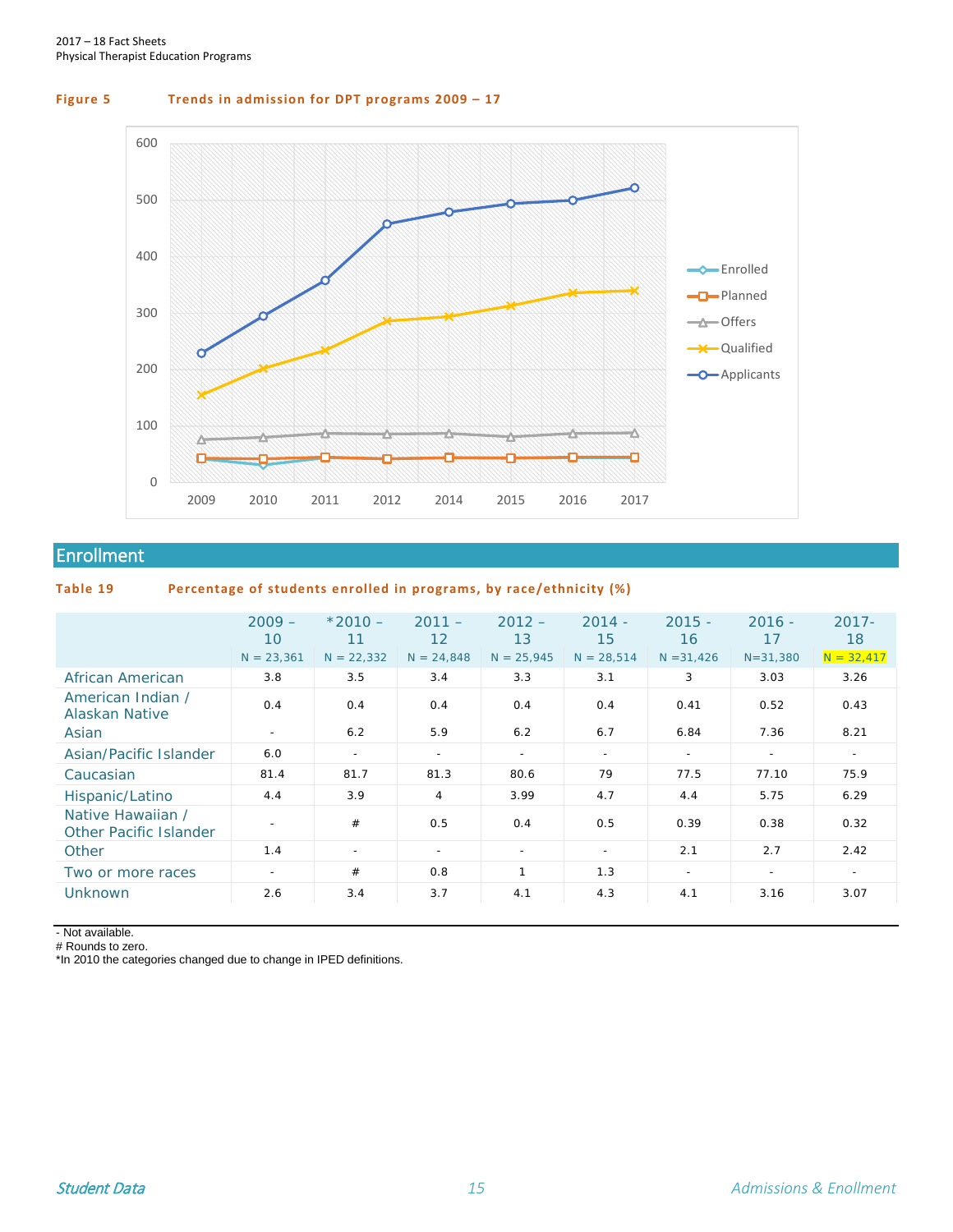**Figure 5** **Trends in admission for DPT programs 2009 – 17**

## Enrollment

**Table 19** **Percentage of students enrolled in programs, by race/ethnicity (%)**

| | 2009 – 10 N = 23,361 | *2010 – 11 N = 22,332 | 2011 – 12 N = 24,848 | 2012 – 13 N = 25,945 | 2014 - 15 N = 28,514 | 2015 - 16 N =31,426 | 2016 - 17 N=31,380 | 2017-18 N = 32,417 |
|---|---|---|---|---|---|---|---|---|
| African American | 3.8 | 3.5 | 3.4 | 3.3 | 3.1 | 3 | 3.03 | 3.26 |
| American Indian / Alaskan Native | 0.4 | 0.4 | 0.4 | 0.4 | 0.4 | 0.41 | 0.52 | 0.43 |
| Asian | - | 6.2 | 5.9 | 6.2 | 6.7 | 6.84 | 7.36 | 8.21 |
| Asian/Pacific Islander | 6.0 | - | - | - | - | - | - | - |
| Caucasian | 81.4 | 81.7 | 81.3 | 80.6 | 79 | 77.5 | 77.10 | 75.9 |
| Hispanic/Latino | 4.4 | 3.9 | 4 | 3.99 | 4.7 | 4.4 | 5.75 | 6.29 |
| Native Hawaiian / Other Pacific Islander | - | # | 0.5 | 0.4 | 0.5 | 0.39 | 0.38 | 0.32 |
| Other | 1.4 | - | - | - | - | 2.1 | 2.7 | 2.42 |
| Two or more races | - | # | 0.8 | 1 | 1.3 | - | - | - |
| Unknown | 2.6 | 3.4 | 3.7 | 4.1 | 4.3 | 4.1 | 3.16 | 3.07 |

- Not available.
# Rounds to zero.
*In 2010 the categories changed due to change in IPED definitions.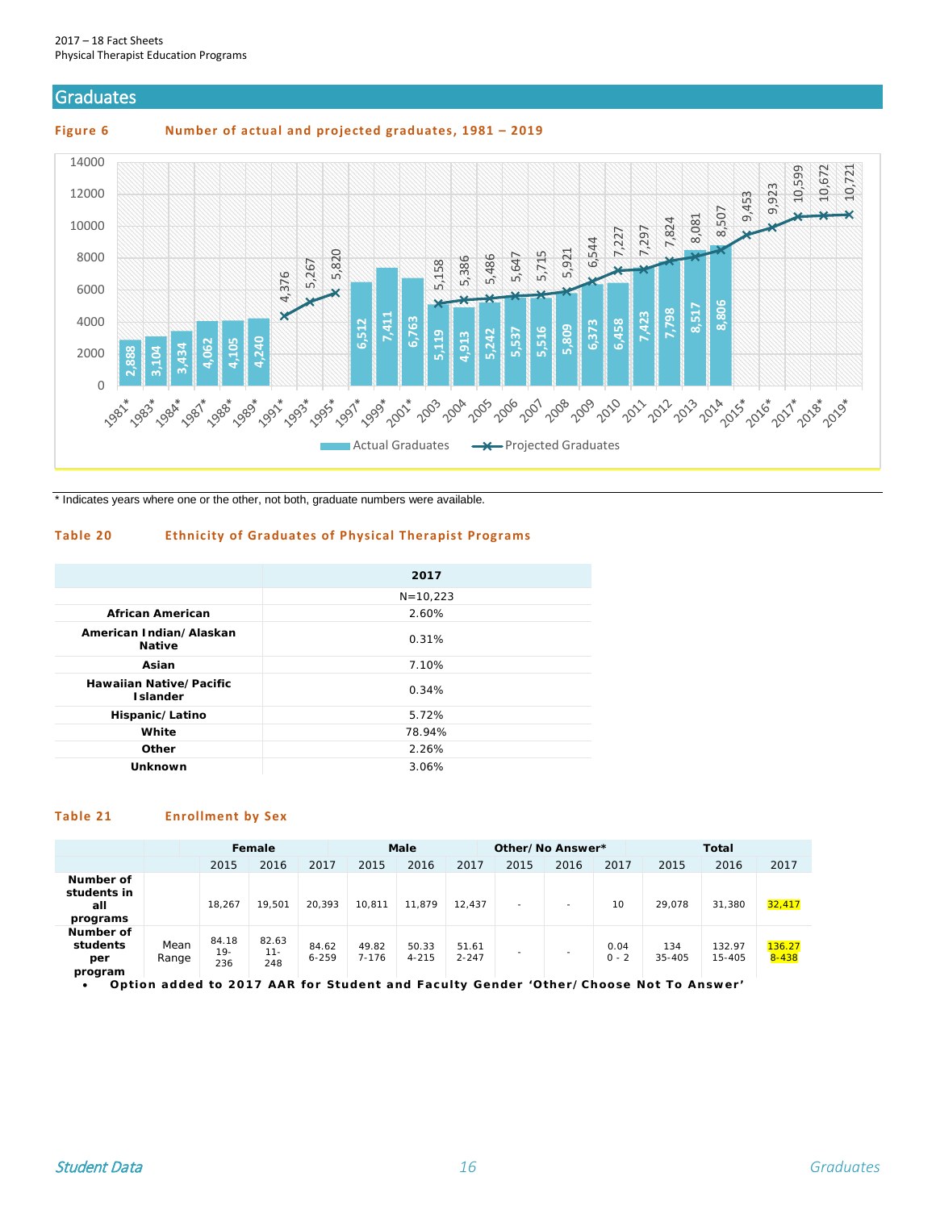## Graduates

**Figure 6 Number of actual and projected graduates, 1981 – 2019**

| Year | Actual Graduates | Projected Graduates |
|---|---|---|
| 1981* | 2,888 | |
| 1983* | 3,104 | |
| 1984* | 3,434 | |
| 1987* | 4,062 | |
| 1988* | 4,105 | |
| 1989* | 4,240 | |
| 1991* | | 4,376 |
| 1993* | | 5,267 |
| 1995* | | 5,820 |
| 1997* | 6,512 | |
| 1999* | 7,411 | |
| 2001* | 6,763 | |
| 2003 | 5,119 | 5,158 |
| 2004 | 4,913 | 5,386 |
| 2005 | 5,242 | 5,486 |
| 2006 | 5,537 | 5,647 |
| 2007 | 5,516 | 5,715 |
| 2008 | 5,809 | 5,921 |
| 2009 | 6,373 | 6,544 |
| 2010 | 6,458 | 7,227 |
| 2011 | 7,423 | 7,297 |
| 2012 | 7,798 | 7,824 |
| 2013 | 8,517 | 8,081 |
| 2014 | 8,806 | 8,507 |
| 2015* | | 9,453 |
| 2016* | | 9,923 |
| 2017* | | 10,599 |
| 2018* | | 10,672 |
| 2019* | | 10,721 |

\* Indicates years where one or the other, not both, graduate numbers were available.

**Table 20 Ethnicity of Graduates of Physical Therapist Programs**

| | 2017 |
|---|---|
| | N=10,223 |
| **African American** | 2.60% |
| **American Indian/Alaskan Native** | 0.31% |
| **Asian** | 7.10% |
| **Hawaiian Native/Pacific Islander** | 0.34% |
| **Hispanic/Latino** | 5.72% |
| **White** | 78.94% |
| **Other** | 2.26% |
| **Unknown** | 3.06% |

**Table 21 Enrollment by Sex**

| | | Female | | | Male | | | Other/No Answer* | | | Total | | |
|---|---|---|---|---|---|---|---|---|---|---|---|---|---|
| | | 2015 | 2016 | 2017 | 2015 | 2016 | 2017 | 2015 | 2016 | 2017 | 2015 | 2016 | 2017 |
| **Number of students in all programs** | | 18,267 | 19,501 | 20,393 | 10,811 | 11,879 | 12,437 | - | - | 10 | 29,078 | 31,380 | 32,417 |
| **Number of students per program** | Mean Range | 84.18 19-236 | 82.63 11-248 | 84.62 6-259 | 49.82 7-176 | 50.33 4-215 | 51.61 2-247 | - | - | 0.04 0 - 2 | 134 35-405 | 132.97 15-405 | 136.27 8-438 |

- **Option added to 2017 AAR for Student and Faculty Gender 'Other/Choose Not To Answer'**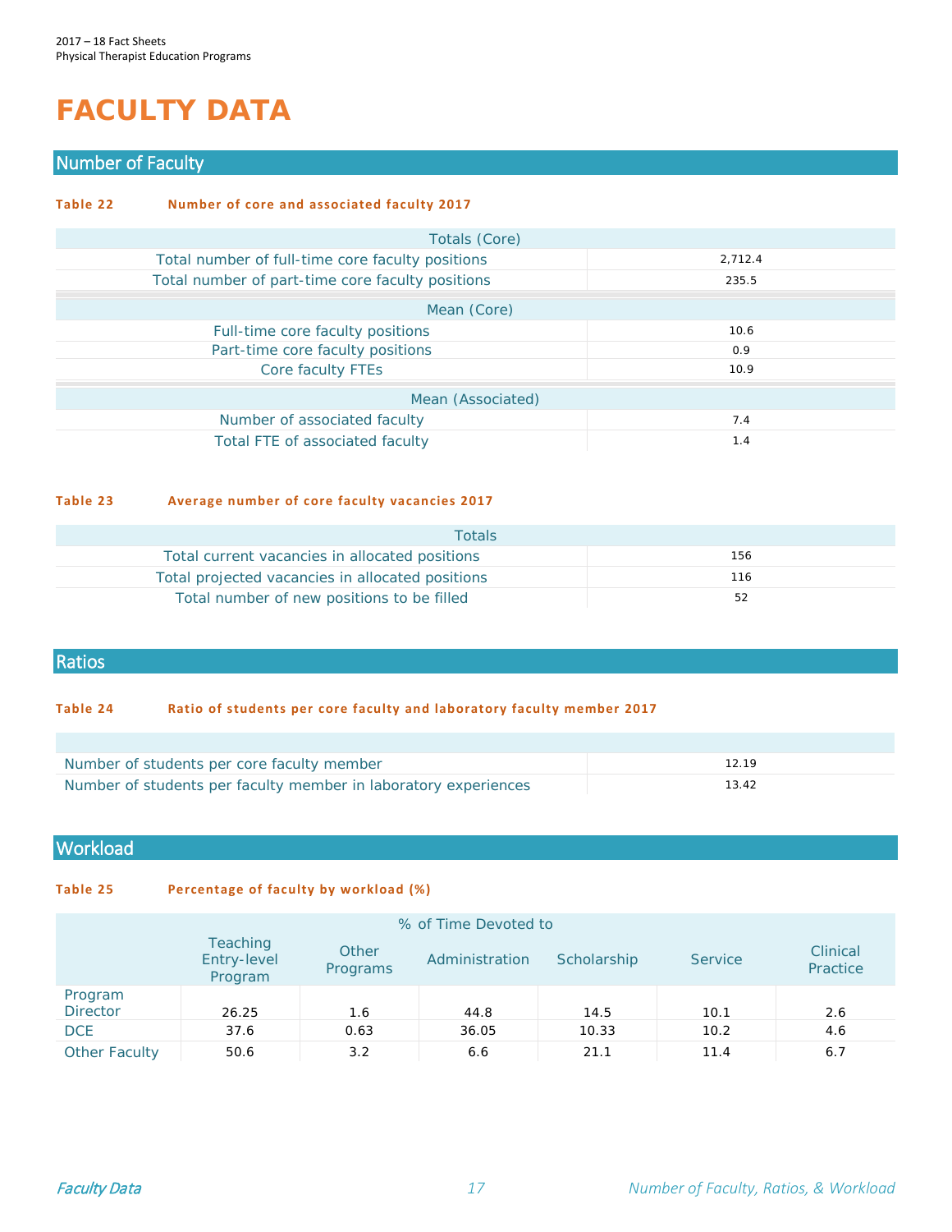# FACULTY DATA

## Number of Faculty

**Table 22 Number of core and associated faculty 2017**

| Totals (Core) | |
|---|---|
| Total number of full-time core faculty positions | 2,712.4 |
| Total number of part-time core faculty positions | 235.5 |
| **Mean (Core)** | |
| Full-time core faculty positions | 10.6 |
| Part-time core faculty positions | 0.9 |
| Core faculty FTEs | 10.9 |
| **Mean (Associated)** | |
| Number of associated faculty | 7.4 |
| Total FTE of associated faculty | 1.4 |

**Table 23 Average number of core faculty vacancies 2017**

| Totals | |
|---|---|
| Total current vacancies in allocated positions | 156 |
| Total projected vacancies in allocated positions | 116 |
| Total number of new positions to be filled | 52 |

## Ratios

**Table 24 Ratio of students per core faculty and laboratory faculty member 2017**

| | |
|---|---|
| Number of students per core faculty member | 12.19 |
| Number of students per faculty member in laboratory experiences | 13.42 |

## Workload

**Table 25 Percentage of faculty by workload (%)**

| | % of Time Devoted to | | | | | |
|---|---|---|---|---|---|---|
| | Teaching Entry-level Program | Other Programs | Administration | Scholarship | Service | Clinical Practice |
| Program Director | 26.25 | 1.6 | 44.8 | 14.5 | 10.1 | 2.6 |
| DCE | 37.6 | 0.63 | 36.05 | 10.33 | 10.2 | 4.6 |
| Other Faculty | 50.6 | 3.2 | 6.6 | 21.1 | 11.4 | 6.7 |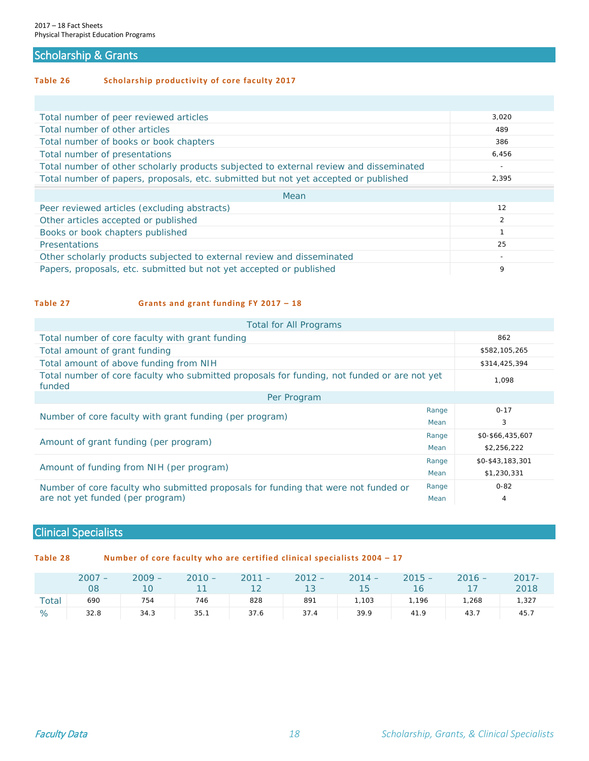## Scholarship & Grants

**Table 26 Scholarship productivity of core faculty 2017**

| | |
|---|---|
| Total number of peer reviewed articles | 3,020 |
| Total number of other articles | 489 |
| Total number of books or book chapters | 386 |
| Total number of presentations | 6,456 |
| Total number of other scholarly products subjected to external review and disseminated | - |
| Total number of papers, proposals, etc. submitted but not yet accepted or published | 2,395 |
| **Mean** | |
| Peer reviewed articles (excluding abstracts) | 12 |
| Other articles accepted or published | 2 |
| Books or book chapters published | 1 |
| Presentations | 25 |
| Other scholarly products subjected to external review and disseminated | - |
| Papers, proposals, etc. submitted but not yet accepted or published | 9 |

**Table 27 Grants and grant funding FY 2017 – 18**

| Total for All Programs | | |
|---|---|---|
| Total number of core faculty with grant funding | | 862 |
| Total amount of grant funding | | $582,105,265 |
| Total amount of above funding from NIH | | $314,425,394 |
| Total number of core faculty who submitted proposals for funding, not funded or are not yet funded | | 1,098 |
| **Per Program** | | |
| Number of core faculty with grant funding (per program) | Range | 0-17 |
| | Mean | 3 |
| Amount of grant funding (per program) | Range | $0-$66,435,607 |
| | Mean | $2,256,222 |
| Amount of funding from NIH (per program) | Range | $0-$43,183,301 |
| | Mean | $1,230,331 |
| Number of core faculty who submitted proposals for funding that were not funded or are not yet funded (per program) | Range | 0-82 |
| | Mean | 4 |

## Clinical Specialists

**Table 28 Number of core faculty who are certified clinical specialists 2004 – 17**

| | 2007 – 08 | 2009 – 10 | 2010 – 11 | 2011 – 12 | 2012 – 13 | 2014 – 15 | 2015 – 16 | 2016 – 17 | 2017-2018 |
|---|---|---|---|---|---|---|---|---|---|
| Total | 690 | 754 | 746 | 828 | 891 | 1,103 | 1,196 | 1,268 | 1,327 |
| % | 32.8 | 34.3 | 35.1 | 37.6 | 37.4 | 39.9 | 41.9 | 43.7 | 45.7 |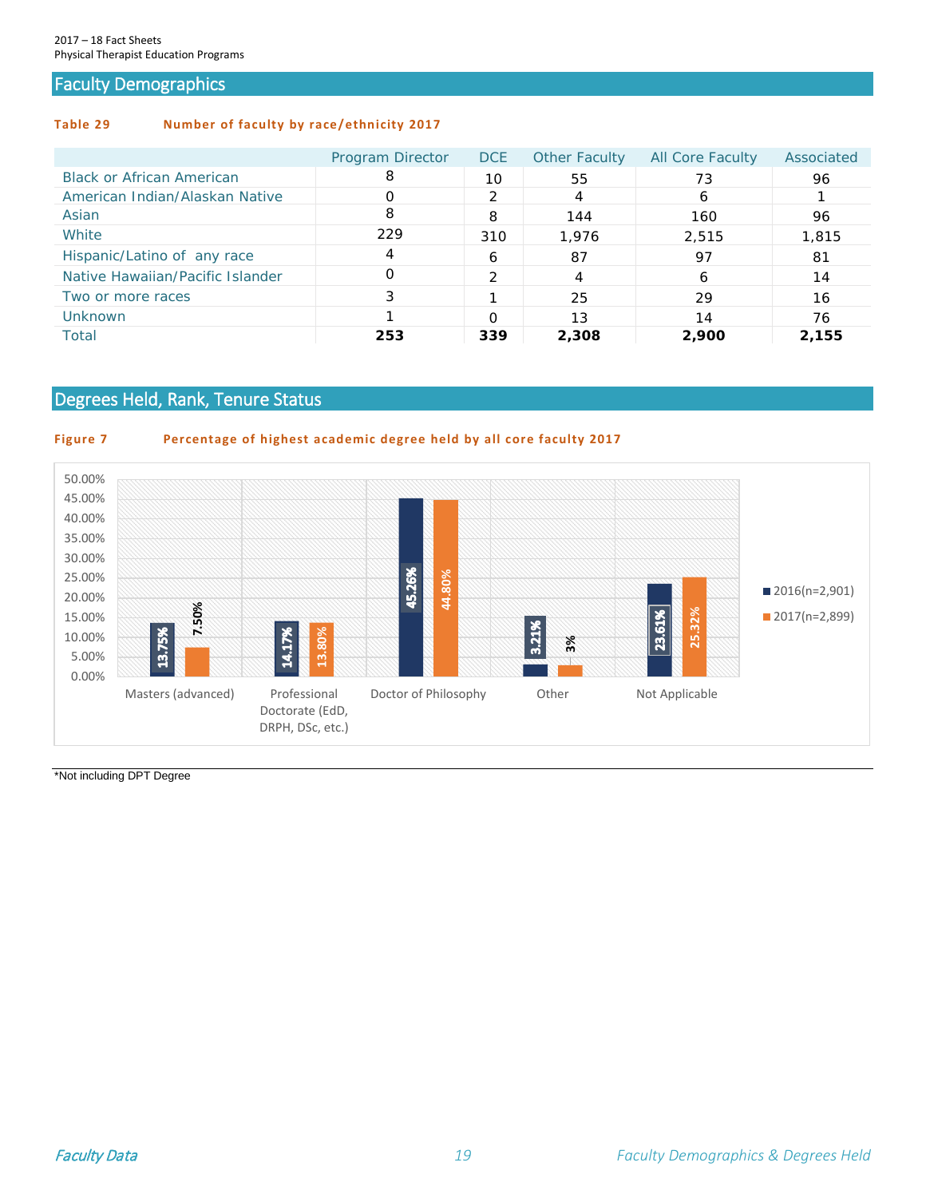## Faculty Demographics

**Table 29** **Number of faculty by race/ethnicity 2017**

| | Program Director | DCE | Other Faculty | All Core Faculty | Associated |
|---|---|---|---|---|---|
| Black or African American | 8 | 10 | 55 | 73 | 96 |
| American Indian/Alaskan Native | 0 | 2 | 4 | 6 | 1 |
| Asian | 8 | 8 | 144 | 160 | 96 |
| White | 229 | 310 | 1,976 | 2,515 | 1,815 |
| Hispanic/Latino of any race | 4 | 6 | 87 | 97 | 81 |
| Native Hawaiian/Pacific Islander | 0 | 2 | 4 | 6 | 14 |
| Two or more races | 3 | 1 | 25 | 29 | 16 |
| Unknown | 1 | 0 | 13 | 14 | 76 |
| Total | **253** | **339** | **2,308** | **2,900** | **2,155** |

## Degrees Held, Rank, Tenure Status

**Figure 7** **Percentage of highest academic degree held by all core faculty 2017**

| | 2016(n=2,901) | 2017(n=2,899) |
|---|---|---|
| Masters (advanced) | 13.75% | 7.50% |
| Professional Doctorate (EdD, DRPH, DSc, etc.) | 14.17% | 13.80% |
| Doctor of Philosophy | 45.26% | 44.80% |
| Other | 3.21% | 3% |
| Not Applicable | 23.61% | 25.32% |

*Not including DPT Degree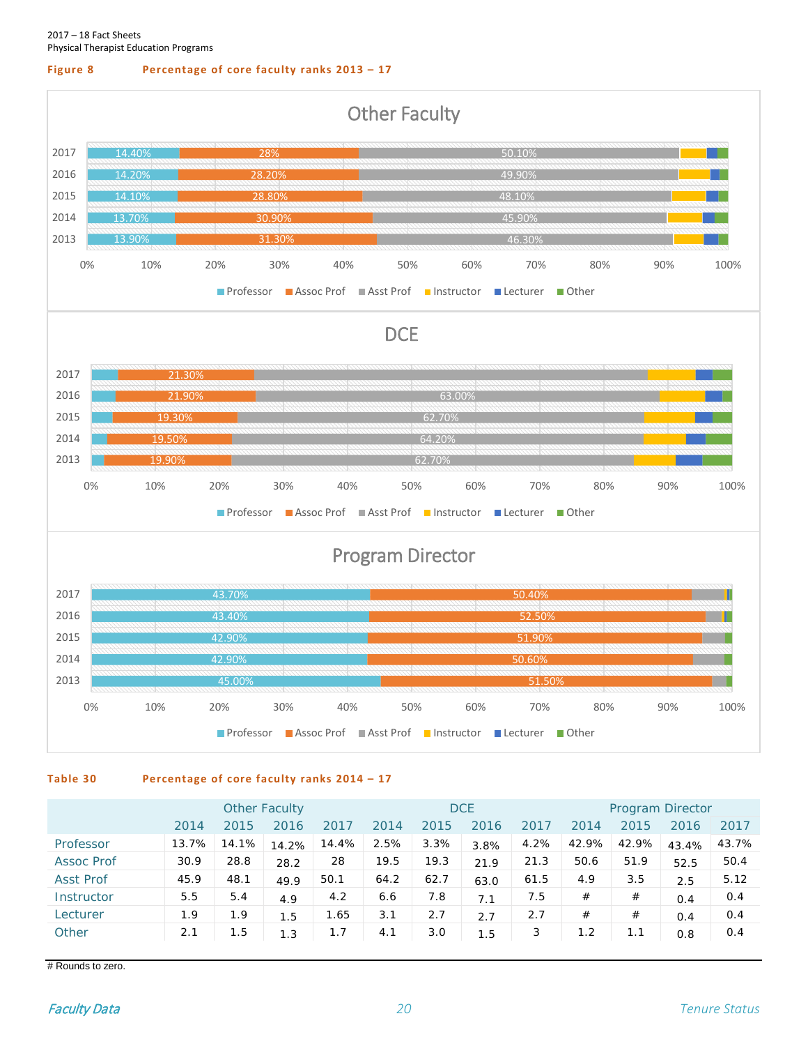**Figure 8** Percentage of core faculty ranks 2013 – 17

**Other Faculty**

| Year | Professor | Assoc Prof | Asst Prof |
|---|---|---|---|
| 2017 | 14.40% | 28% | 50.10% |
| 2016 | 14.20% | 28.20% | 49.90% |
| 2015 | 14.10% | 28.80% | 48.10% |
| 2014 | 13.70% | 30.90% | 45.90% |
| 2013 | 13.90% | 31.30% | 46.30% |

**DCE**

| Year | Assoc Prof | Asst Prof |
|---|---|---|
| 2017 | 21.30% | |
| 2016 | 21.90% | 63.00% |
| 2015 | 19.30% | 62.70% |
| 2014 | 19.50% | 64.20% |
| 2013 | 19.90% | 62.70% |

**Program Director**

| Year | Professor | Assoc Prof |
|---|---|---|
| 2017 | 43.70% | 50.40% |
| 2016 | 43.40% | 52.50% |
| 2015 | 42.90% | 51.90% |
| 2014 | 42.90% | 50.60% |
| 2013 | 45.00% | 51.50% |

Professor, Assoc Prof, Asst Prof, Instructor, Lecturer, Other

**Table 30** Percentage of core faculty ranks 2014 – 17

| | Other Faculty | | | | DCE | | | | Program Director | | | |
|---|---|---|---|---|---|---|---|---|---|---|---|---|
| | 2014 | 2015 | 2016 | 2017 | 2014 | 2015 | 2016 | 2017 | 2014 | 2015 | 2016 | 2017 |
| Professor | 13.7% | 14.1% | 14.2% | 14.4% | 2.5% | 3.3% | 3.8% | 4.2% | 42.9% | 42.9% | 43.4% | 43.7% |
| Assoc Prof | 30.9 | 28.8 | 28.2 | 28 | 19.5 | 19.3 | 21.9 | 21.3 | 50.6 | 51.9 | 52.5 | 50.4 |
| Asst Prof | 45.9 | 48.1 | 49.9 | 50.1 | 64.2 | 62.7 | 63.0 | 61.5 | 4.9 | 3.5 | 2.5 | 5.12 |
| Instructor | 5.5 | 5.4 | 4.9 | 4.2 | 6.6 | 7.8 | 7.1 | 7.5 | # | # | 0.4 | 0.4 |
| Lecturer | 1.9 | 1.9 | 1.5 | 1.65 | 3.1 | 2.7 | 2.7 | 2.7 | # | # | 0.4 | 0.4 |
| Other | 2.1 | 1.5 | 1.3 | 1.7 | 4.1 | 3.0 | 1.5 | 3 | 1.2 | 1.1 | 0.8 | 0.4 |

# Rounds to zero.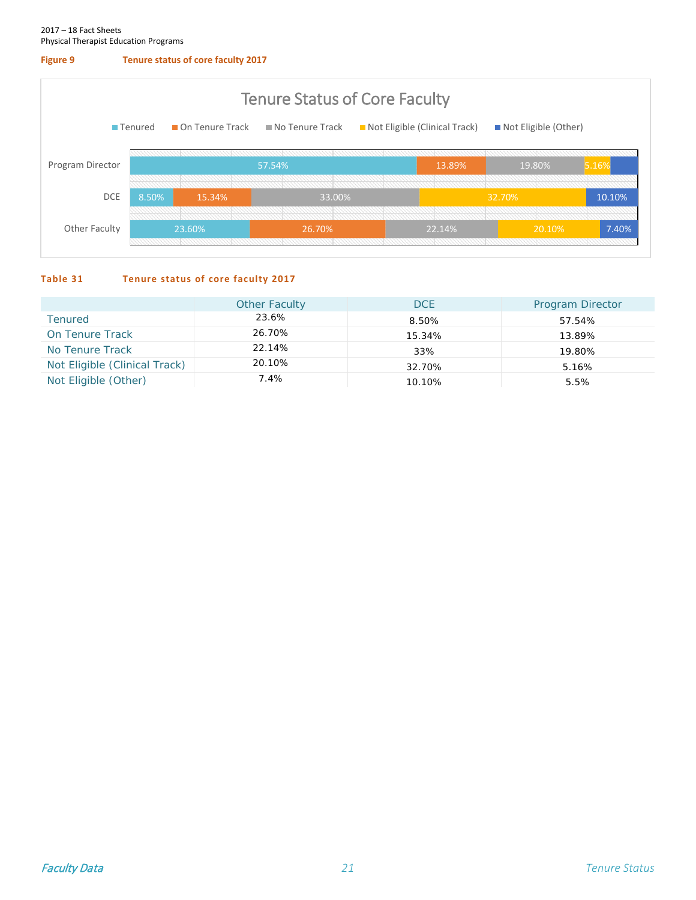**Figure 9** **Tenure status of core faculty 2017**

**Table 31** **Tenure status of core faculty 2017**

| | Other Faculty | DCE | Program Director |
|---|---|---|---|
| Tenured | 23.6% | 8.50% | 57.54% |
| On Tenure Track | 26.70% | 15.34% | 13.89% |
| No Tenure Track | 22.14% | 33% | 19.80% |
| Not Eligible (Clinical Track) | 20.10% | 32.70% | 5.16% |
| Not Eligible (Other) | 7.4% | 10.10% | 5.5% |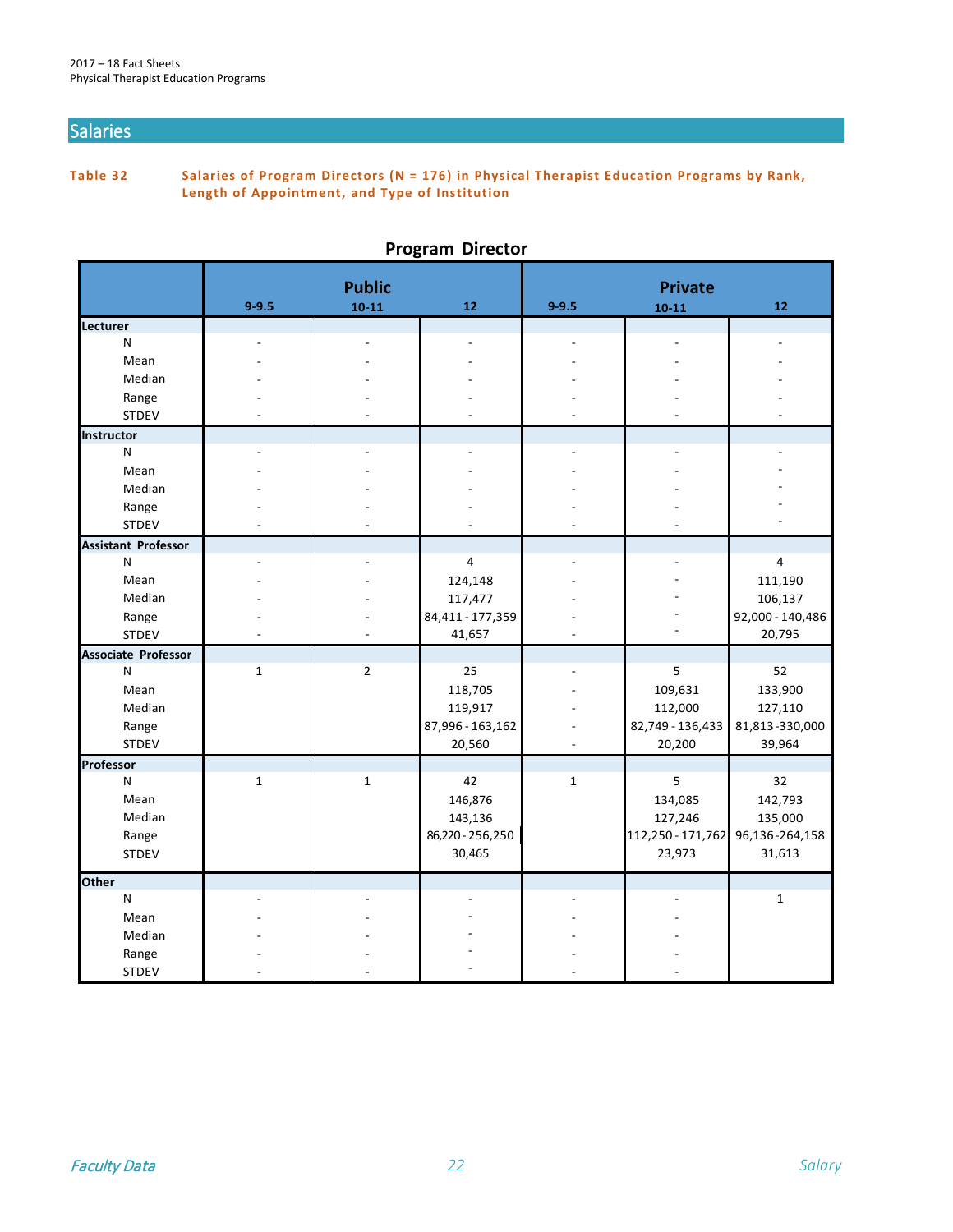## Salaries

**Table 32 Salaries of Program Directors (N = 176) in Physical Therapist Education Programs by Rank, Length of Appointment, and Type of Institution**

### Program Director

| | Public | | | Private | | |
|---|---|---|---|---|---|---|
| | 9-9.5 | 10-11 | 12 | 9-9.5 | 10-11 | 12 |
| **Lecturer** | | | | | | |
| N | - | - | - | - | - | - |
| Mean | - | - | - | - | - | - |
| Median | - | - | - | - | - | - |
| Range | - | - | - | - | - | - |
| STDEV | - | - | - | - | - | - |
| **Instructor** | | | | | | |
| N | - | - | - | - | - | - |
| Mean | - | - | - | - | - | - |
| Median | - | - | - | - | - | - |
| Range | - | - | - | - | - | - |
| STDEV | - | - | - | - | - | - |
| **Assistant Professor** | | | | | | |
| N | - | - | 4 | - | - | 4 |
| Mean | - | - | 124,148 | - | - | 111,190 |
| Median | - | - | 117,477 | - | - | 106,137 |
| Range | - | - | 84,411 - 177,359 | - | - | 92,000 - 140,486 |
| STDEV | - | - | 41,657 | - | - | 20,795 |
| **Associate Professor** | | | | | | |
| N | 1 | 2 | 25 | - | 5 | 52 |
| Mean | | | 118,705 | - | 109,631 | 133,900 |
| Median | | | 119,917 | - | 112,000 | 127,110 |
| Range | | | 87,996 - 163,162 | - | 82,749 - 136,433 | 81,813 -330,000 |
| STDEV | | | 20,560 | - | 20,200 | 39,964 |
| **Professor** | | | | | | |
| N | 1 | 1 | 42 | 1 | 5 | 32 |
| Mean | | | 146,876 | | 134,085 | 142,793 |
| Median | | | 143,136 | | 127,246 | 135,000 |
| Range | | | 86,220 - 256,250 | | 112,250 - 171,762 | 96,136 -264,158 |
| STDEV | | | 30,465 | | 23,973 | 31,613 |
| **Other** | | | | | | |
| N | - | - | - | - | - | 1 |
| Mean | - | - | - | - | - | |
| Median | - | - | - | - | - | |
| Range | - | - | - | - | - | |
| STDEV | - | - | - | - | - | |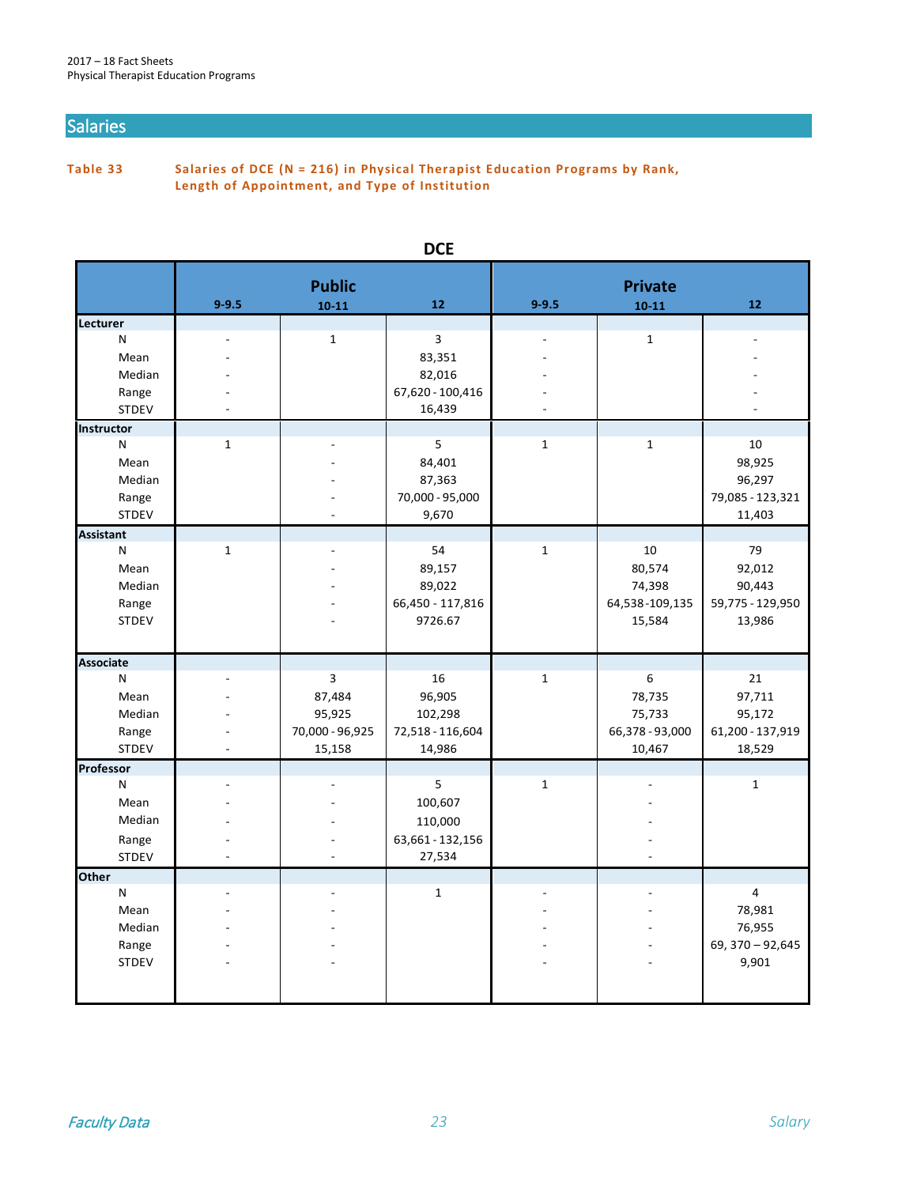## Salaries

**Table 33 Salaries of DCE (N = 216) in Physical Therapist Education Programs by Rank, Length of Appointment, and Type of Institution**

**DCE**

| | Public | | | Private | | |
|---|---|---|---|---|---|---|
| | 9-9.5 | 10-11 | 12 | 9-9.5 | 10-11 | 12 |
| **Lecturer** | | | | | | |
| N | - | 1 | 3 | - | 1 | - |
| Mean | - | | 83,351 | - | | - |
| Median | - | | 82,016 | - | | - |
| Range | - | | 67,620 - 100,416 | - | | - |
| STDEV | - | | 16,439 | - | | - |
| **Instructor** | | | | | | |
| N | 1 | - | 5 | 1 | 1 | 10 |
| Mean | | - | 84,401 | | | 98,925 |
| Median | | - | 87,363 | | | 96,297 |
| Range | | - | 70,000 - 95,000 | | | 79,085 - 123,321 |
| STDEV | | - | 9,670 | | | 11,403 |
| **Assistant** | | | | | | |
| N | 1 | - | 54 | 1 | 10 | 79 |
| Mean | | - | 89,157 | | 80,574 | 92,012 |
| Median | | - | 89,022 | | 74,398 | 90,443 |
| Range | | - | 66,450 - 117,816 | | 64,538-109,135 | 59,775 - 129,950 |
| STDEV | | - | 9726.67 | | 15,584 | 13,986 |
| **Associate** | | | | | | |
| N | - | 3 | 16 | 1 | 6 | 21 |
| Mean | - | 87,484 | 96,905 | | 78,735 | 97,711 |
| Median | - | 95,925 | 102,298 | | 75,733 | 95,172 |
| Range | - | 70,000 - 96,925 | 72,518 - 116,604 | | 66,378 - 93,000 | 61,200 - 137,919 |
| STDEV | - | 15,158 | 14,986 | | 10,467 | 18,529 |
| **Professor** | | | | | | |
| N | - | - | 5 | 1 | - | 1 |
| Mean | - | - | 100,607 | | - | |
| Median | - | - | 110,000 | | - | |
| Range | - | - | 63,661 - 132,156 | | - | |
| STDEV | - | - | 27,534 | | - | |
| **Other** | | | | | | |
| N | - | - | 1 | - | - | 4 |
| Mean | - | - | | - | - | 78,981 |
| Median | - | - | | - | - | 76,955 |
| Range | - | - | | - | - | 69, 370 – 92,645 |
| STDEV | - | - | | - | - | 9,901 |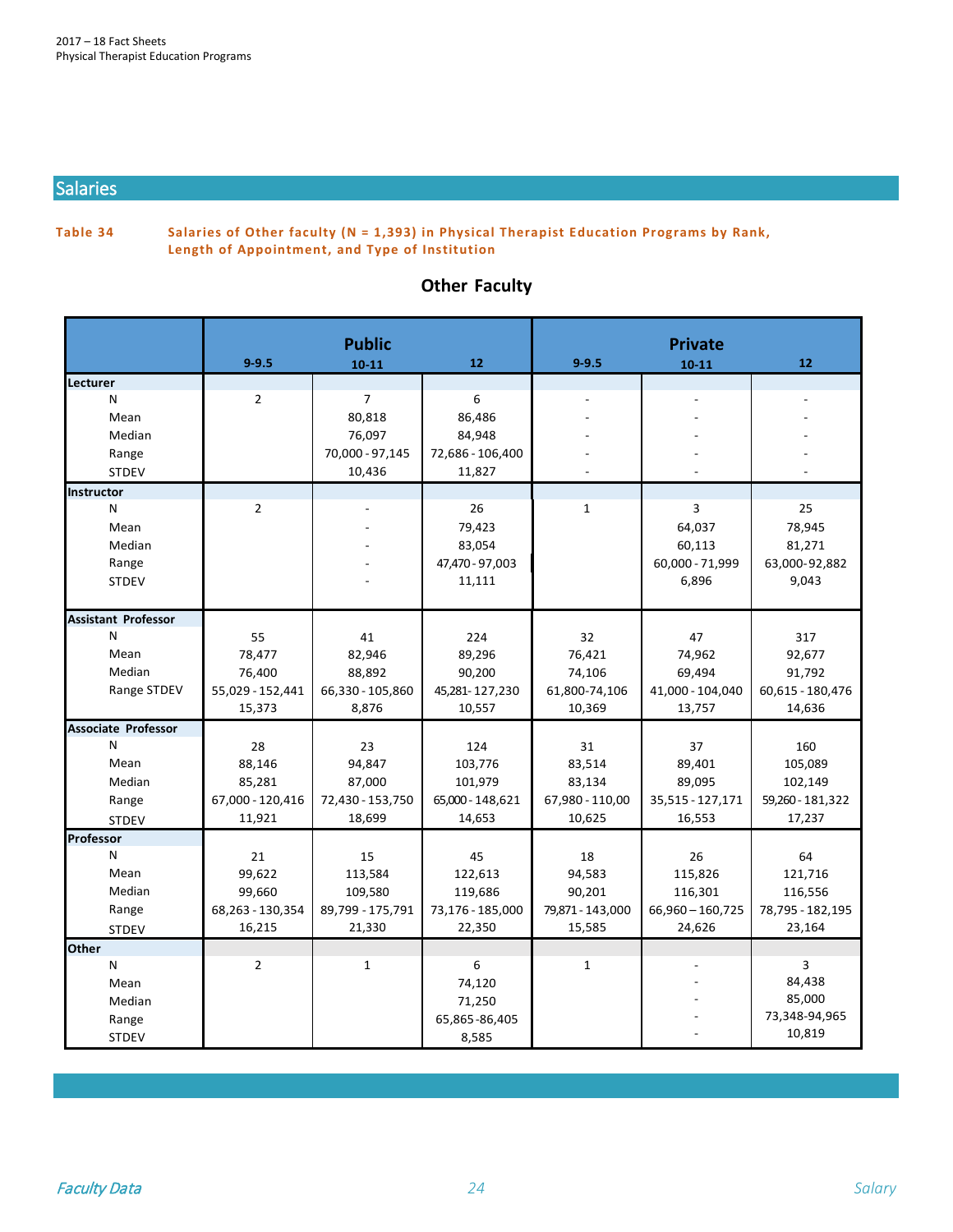## Salaries

**Table 34** **Salaries of Other faculty (N = 1,393) in Physical Therapist Education Programs by Rank, Length of Appointment, and Type of Institution**

### Other Faculty

| | Public | | | Private | | |
|---|---|---|---|---|---|---|
| | 9-9.5 | 10-11 | 12 | 9-9.5 | 10-11 | 12 |
| **Lecturer** | | | | | | |
| N | 2 | 7 | 6 | - | - | - |
| Mean | | 80,818 | 86,486 | - | - | - |
| Median | | 76,097 | 84,948 | - | - | - |
| Range | | 70,000 - 97,145 | 72,686 - 106,400 | - | - | - |
| STDEV | | 10,436 | 11,827 | - | - | - |
| **Instructor** | | | | | | |
| N | 2 | - | 26 | 1 | 3 | 25 |
| Mean | | - | 79,423 | | 64,037 | 78,945 |
| Median | | - | 83,054 | | 60,113 | 81,271 |
| Range | | - | 47,470 - 97,003 | | 60,000 - 71,999 | 63,000-92,882 |
| STDEV | | - | 11,111 | | 6,896 | 9,043 |
| **Assistant Professor** | | | | | | |
| N | 55 | 41 | 224 | 32 | 47 | 317 |
| Mean | 78,477 | 82,946 | 89,296 | 76,421 | 74,962 | 92,677 |
| Median | 76,400 | 88,892 | 90,200 | 74,106 | 69,494 | 91,792 |
| Range STDEV | 55,029 - 152,441 | 66,330 - 105,860 | 45,281- 127,230 | 61,800-74,106 | 41,000 - 104,040 | 60,615 - 180,476 |
| | 15,373 | 8,876 | 10,557 | 10,369 | 13,757 | 14,636 |
| **Associate Professor** | | | | | | |
| N | 28 | 23 | 124 | 31 | 37 | 160 |
| Mean | 88,146 | 94,847 | 103,776 | 83,514 | 89,401 | 105,089 |
| Median | 85,281 | 87,000 | 101,979 | 83,134 | 89,095 | 102,149 |
| Range | 67,000 - 120,416 | 72,430 - 153,750 | 65,000 - 148,621 | 67,980 - 110,00 | 35,515 - 127,171 | 59,260 - 181,322 |
| STDEV | 11,921 | 18,699 | 14,653 | 10,625 | 16,553 | 17,237 |
| **Professor** | | | | | | |
| N | 21 | 15 | 45 | 18 | 26 | 64 |
| Mean | 99,622 | 113,584 | 122,613 | 94,583 | 115,826 | 121,716 |
| Median | 99,660 | 109,580 | 119,686 | 90,201 | 116,301 | 116,556 |
| Range | 68,263 - 130,354 | 89,799 - 175,791 | 73,176 - 185,000 | 79,871 - 143,000 | 66,960 – 160,725 | 78,795 - 182,195 |
| STDEV | 16,215 | 21,330 | 22,350 | 15,585 | 24,626 | 23,164 |
| **Other** | | | | | | |
| N | 2 | 1 | 6 | 1 | - | 3 |
| Mean | | | 74,120 | | - | 84,438 |
| Median | | | 71,250 | | - | 85,000 |
| Range | | | 65,865 -86,405 | | - | 73,348-94,965 |
| STDEV | | | 8,585 | | - | 10,819 |